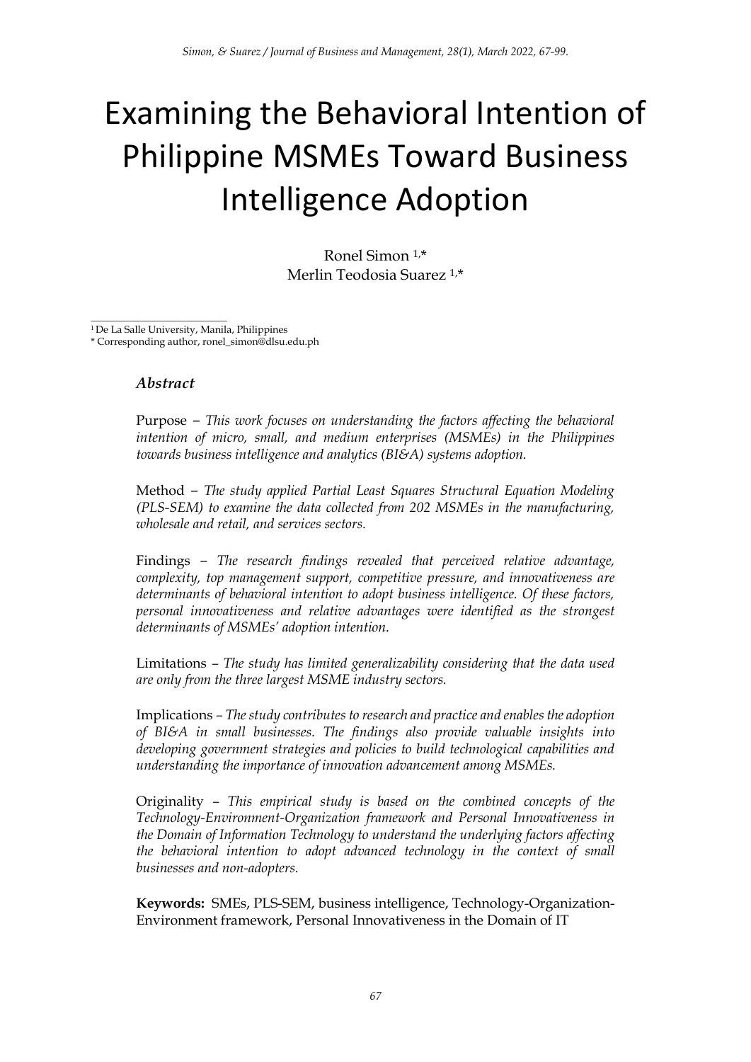# Examining the Behavioral Intention of Philippine MSMEs Toward Business Intelligence Adoption

Ronel Simon [1,*]
Merlin Teodosia Suarez [1,*]

[1] De La Salle University, Manila, Philippines
* Corresponding author, ronel_simon@dlsu.edu.ph

### *Abstract*

Purpose – *This work focuses on understanding the factors affecting the behavioral intention of micro, small, and medium enterprises (MSMEs) in the Philippines towards business intelligence and analytics (BI&A) systems adoption.*

Method – *The study applied Partial Least Squares Structural Equation Modeling (PLS-SEM) to examine the data collected from 202 MSMEs in the manufacturing, wholesale and retail, and services sectors.*

Findings – *The research findings revealed that perceived relative advantage, complexity, top management support, competitive pressure, and innovativeness are determinants of behavioral intention to adopt business intelligence. Of these factors, personal innovativeness and relative advantages were identified as the strongest determinants of MSMEs' adoption intention.*

Limitations – *The study has limited generalizability considering that the data used are only from the three largest MSME industry sectors.*

Implications – *The study contributes to research and practice and enables the adoption of BI&A in small businesses. The findings also provide valuable insights into developing government strategies and policies to build technological capabilities and understanding the importance of innovation advancement among MSMEs.*

Originality – *This empirical study is based on the combined concepts of the Technology-Environment-Organization framework and Personal Innovativeness in the Domain of Information Technology to understand the underlying factors affecting the behavioral intention to adopt advanced technology in the context of small businesses and non-adopters.*

**Keywords:** SMEs, PLS-SEM, business intelligence, Technology-Organization-Environment framework, Personal Innovativeness in the Domain of IT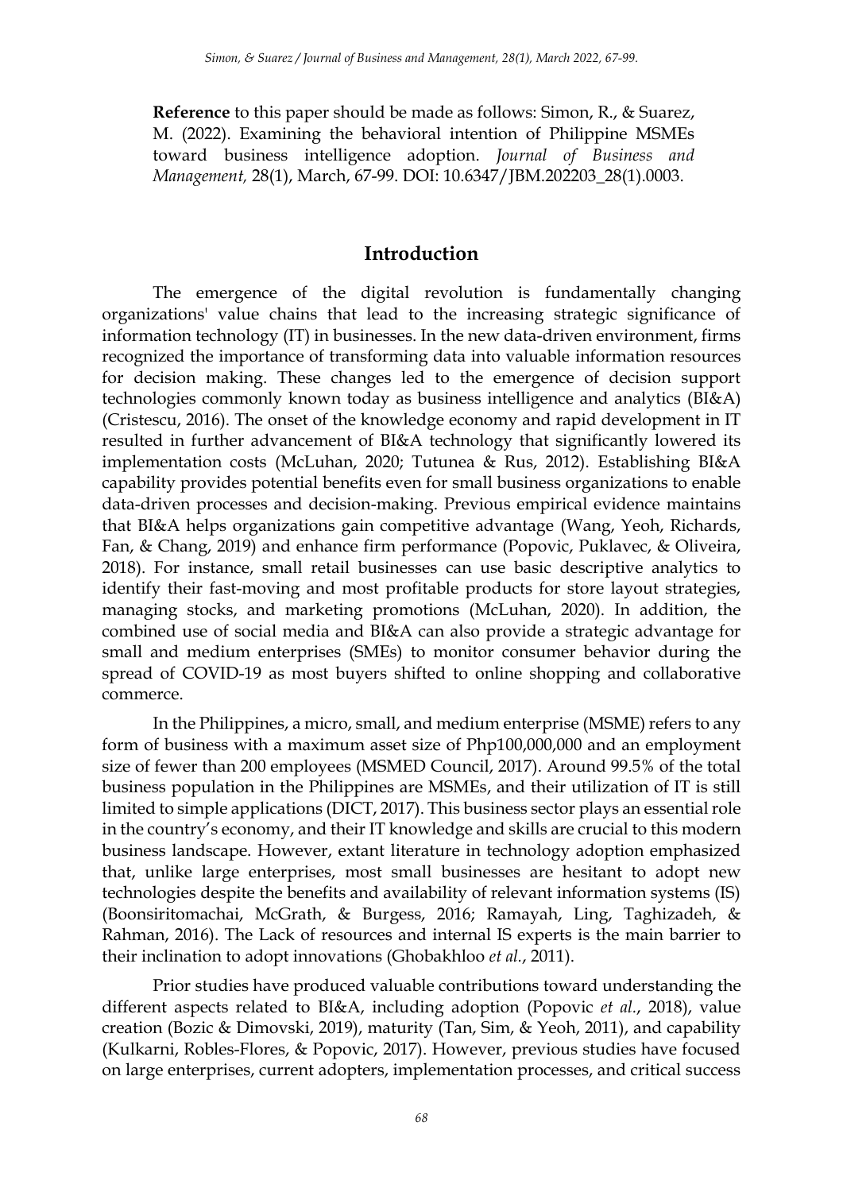**Reference** to this paper should be made as follows: Simon, R., & Suarez, M. (2022). Examining the behavioral intention of Philippine MSMEs toward business intelligence adoption. *Journal of Business and Management,* 28(1), March, 67-99. DOI: 10.6347/JBM.202203_28(1).0003.

## Introduction

The emergence of the digital revolution is fundamentally changing organizations' value chains that lead to the increasing strategic significance of information technology (IT) in businesses. In the new data-driven environment, firms recognized the importance of transforming data into valuable information resources for decision making. These changes led to the emergence of decision support technologies commonly known today as business intelligence and analytics (BI&A) (Cristescu, 2016). The onset of the knowledge economy and rapid development in IT resulted in further advancement of BI&A technology that significantly lowered its implementation costs (McLuhan, 2020; Tutunea & Rus, 2012). Establishing BI&A capability provides potential benefits even for small business organizations to enable data-driven processes and decision-making. Previous empirical evidence maintains that BI&A helps organizations gain competitive advantage (Wang, Yeoh, Richards, Fan, & Chang, 2019) and enhance firm performance (Popovic, Puklavec, & Oliveira, 2018). For instance, small retail businesses can use basic descriptive analytics to identify their fast-moving and most profitable products for store layout strategies, managing stocks, and marketing promotions (McLuhan, 2020). In addition, the combined use of social media and BI&A can also provide a strategic advantage for small and medium enterprises (SMEs) to monitor consumer behavior during the spread of COVID-19 as most buyers shifted to online shopping and collaborative commerce.

In the Philippines, a micro, small, and medium enterprise (MSME) refers to any form of business with a maximum asset size of Php100,000,000 and an employment size of fewer than 200 employees (MSMED Council, 2017). Around 99.5% of the total business population in the Philippines are MSMEs, and their utilization of IT is still limited to simple applications (DICT, 2017). This business sector plays an essential role in the country's economy, and their IT knowledge and skills are crucial to this modern business landscape. However, extant literature in technology adoption emphasized that, unlike large enterprises, most small businesses are hesitant to adopt new technologies despite the benefits and availability of relevant information systems (IS) (Boonsiritomachai, McGrath, & Burgess, 2016; Ramayah, Ling, Taghizadeh, & Rahman, 2016). The Lack of resources and internal IS experts is the main barrier to their inclination to adopt innovations (Ghobakhloo *et al.*, 2011).

Prior studies have produced valuable contributions toward understanding the different aspects related to BI&A, including adoption (Popovic *et al.*, 2018), value creation (Bozic & Dimovski, 2019), maturity (Tan, Sim, & Yeoh, 2011), and capability (Kulkarni, Robles-Flores, & Popovic, 2017). However, previous studies have focused on large enterprises, current adopters, implementation processes, and critical success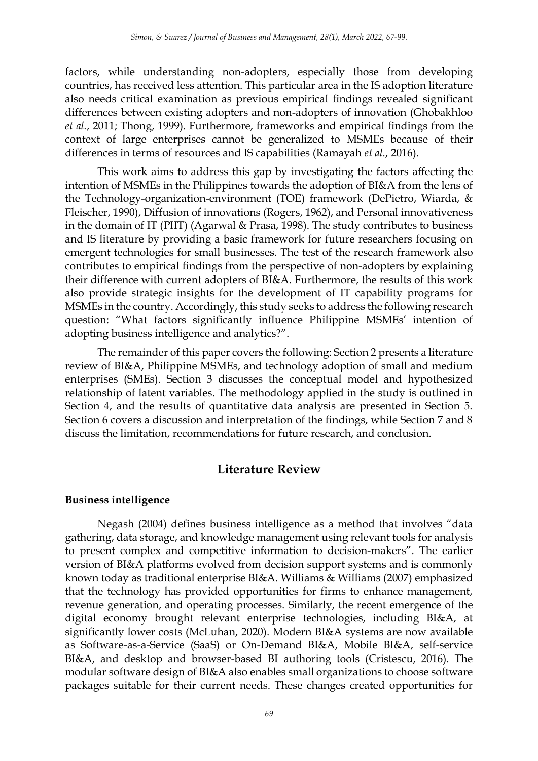factors, while understanding non-adopters, especially those from developing countries, has received less attention. This particular area in the IS adoption literature also needs critical examination as previous empirical findings revealed significant differences between existing adopters and non-adopters of innovation (Ghobakhloo *et al.*, 2011; Thong, 1999). Furthermore, frameworks and empirical findings from the context of large enterprises cannot be generalized to MSMEs because of their differences in terms of resources and IS capabilities (Ramayah *et al.*, 2016).

This work aims to address this gap by investigating the factors affecting the intention of MSMEs in the Philippines towards the adoption of BI&A from the lens of the Technology-organization-environment (TOE) framework (DePietro, Wiarda, & Fleischer, 1990), Diffusion of innovations (Rogers, 1962), and Personal innovativeness in the domain of IT (PIIT) (Agarwal & Prasa, 1998). The study contributes to business and IS literature by providing a basic framework for future researchers focusing on emergent technologies for small businesses. The test of the research framework also contributes to empirical findings from the perspective of non-adopters by explaining their difference with current adopters of BI&A. Furthermore, the results of this work also provide strategic insights for the development of IT capability programs for MSMEs in the country. Accordingly, this study seeks to address the following research question: "What factors significantly influence Philippine MSMEs' intention of adopting business intelligence and analytics?".

The remainder of this paper covers the following: Section 2 presents a literature review of BI&A, Philippine MSMEs, and technology adoption of small and medium enterprises (SMEs). Section 3 discusses the conceptual model and hypothesized relationship of latent variables. The methodology applied in the study is outlined in Section 4, and the results of quantitative data analysis are presented in Section 5. Section 6 covers a discussion and interpretation of the findings, while Section 7 and 8 discuss the limitation, recommendations for future research, and conclusion.

## Literature Review

### Business intelligence

Negash (2004) defines business intelligence as a method that involves "data gathering, data storage, and knowledge management using relevant tools for analysis to present complex and competitive information to decision-makers". The earlier version of BI&A platforms evolved from decision support systems and is commonly known today as traditional enterprise BI&A. Williams & Williams (2007) emphasized that the technology has provided opportunities for firms to enhance management, revenue generation, and operating processes. Similarly, the recent emergence of the digital economy brought relevant enterprise technologies, including BI&A, at significantly lower costs (McLuhan, 2020). Modern BI&A systems are now available as Software-as-a-Service (SaaS) or On-Demand BI&A, Mobile BI&A, self-service BI&A, and desktop and browser-based BI authoring tools (Cristescu, 2016). The modular software design of BI&A also enables small organizations to choose software packages suitable for their current needs. These changes created opportunities for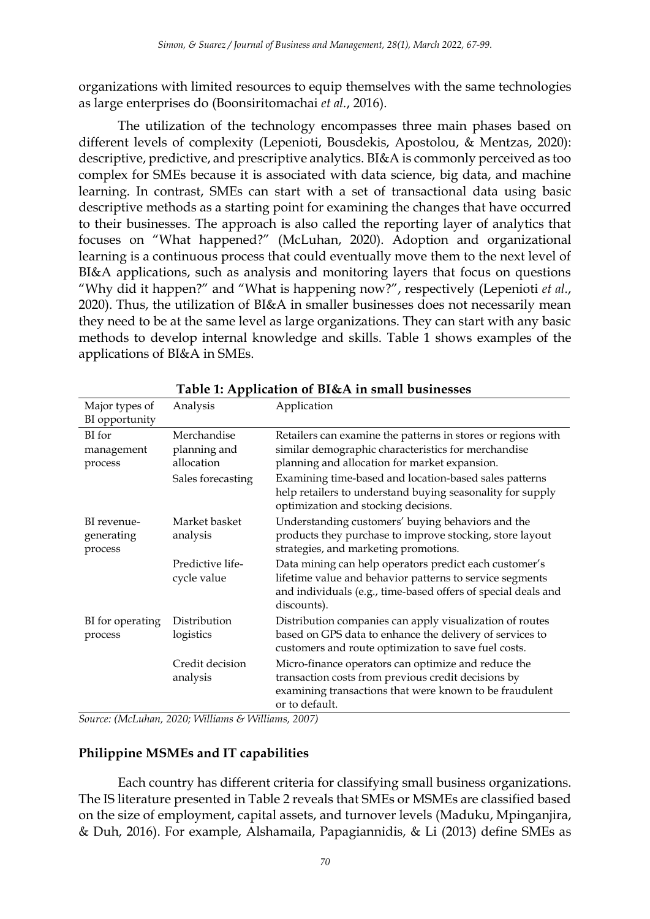organizations with limited resources to equip themselves with the same technologies as large enterprises do (Boonsiritomachai *et al.*, 2016).

The utilization of the technology encompasses three main phases based on different levels of complexity (Lepenioti, Bousdekis, Apostolou, & Mentzas, 2020): descriptive, predictive, and prescriptive analytics. BI&A is commonly perceived as too complex for SMEs because it is associated with data science, big data, and machine learning. In contrast, SMEs can start with a set of transactional data using basic descriptive methods as a starting point for examining the changes that have occurred to their businesses. The approach is also called the reporting layer of analytics that focuses on "What happened?" (McLuhan, 2020). Adoption and organizational learning is a continuous process that could eventually move them to the next level of BI&A applications, such as analysis and monitoring layers that focus on questions "Why did it happen?" and "What is happening now?", respectively (Lepenioti *et al.*, 2020). Thus, the utilization of BI&A in smaller businesses does not necessarily mean they need to be at the same level as large organizations. They can start with any basic methods to develop internal knowledge and skills. Table 1 shows examples of the applications of BI&A in SMEs.

**Table 1: Application of BI&A in small businesses**

| Major types of BI opportunity | Analysis | Application |
|---|---|---|
| BI for management process | Merchandise planning and allocation | Retailers can examine the patterns in stores or regions with similar demographic characteristics for merchandise planning and allocation for market expansion. |
| | Sales forecasting | Examining time-based and location-based sales patterns help retailers to understand buying seasonality for supply optimization and stocking decisions. |
| BI revenue-generating process | Market basket analysis | Understanding customers' buying behaviors and the products they purchase to improve stocking, store layout strategies, and marketing promotions. |
| | Predictive life-cycle value | Data mining can help operators predict each customer's lifetime value and behavior patterns to service segments and individuals (e.g., time-based offers of special deals and discounts). |
| BI for operating process | Distribution logistics | Distribution companies can apply visualization of routes based on GPS data to enhance the delivery of services to customers and route optimization to save fuel costs. |
| | Credit decision analysis | Micro-finance operators can optimize and reduce the transaction costs from previous credit decisions by examining transactions that were known to be fraudulent or to default. |

*Source: (McLuhan, 2020; Williams & Williams, 2007)*

**Philippine MSMEs and IT capabilities**

Each country has different criteria for classifying small business organizations. The IS literature presented in Table 2 reveals that SMEs or MSMEs are classified based on the size of employment, capital assets, and turnover levels (Maduku, Mpinganjira, & Duh, 2016). For example, Alshamaila, Papagiannidis, & Li (2013) define SMEs as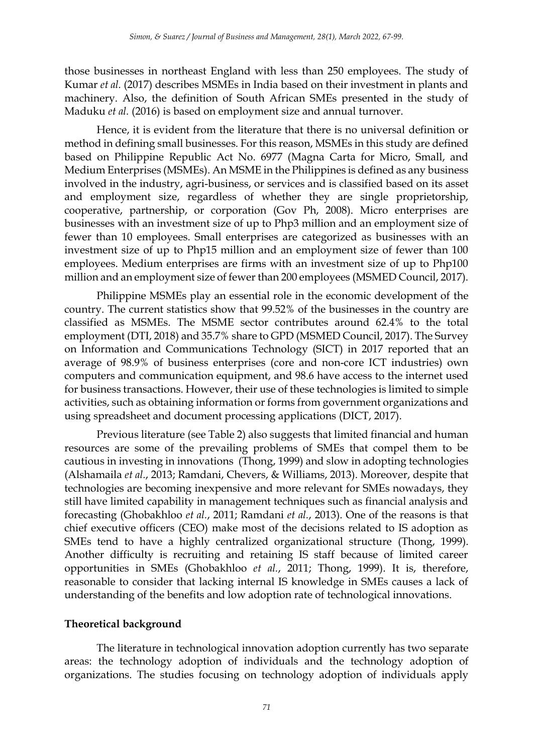those businesses in northeast England with less than 250 employees. The study of Kumar *et al.* (2017) describes MSMEs in India based on their investment in plants and machinery. Also, the definition of South African SMEs presented in the study of Maduku *et al.* (2016) is based on employment size and annual turnover.

Hence, it is evident from the literature that there is no universal definition or method in defining small businesses. For this reason, MSMEs in this study are defined based on Philippine Republic Act No. 6977 (Magna Carta for Micro, Small, and Medium Enterprises (MSMEs). An MSME in the Philippines is defined as any business involved in the industry, agri-business, or services and is classified based on its asset and employment size, regardless of whether they are single proprietorship, cooperative, partnership, or corporation (Gov Ph, 2008). Micro enterprises are businesses with an investment size of up to Php3 million and an employment size of fewer than 10 employees. Small enterprises are categorized as businesses with an investment size of up to Php15 million and an employment size of fewer than 100 employees. Medium enterprises are firms with an investment size of up to Php100 million and an employment size of fewer than 200 employees (MSMED Council, 2017).

Philippine MSMEs play an essential role in the economic development of the country. The current statistics show that 99.52% of the businesses in the country are classified as MSMEs. The MSME sector contributes around 62.4% to the total employment (DTI, 2018) and 35.7% share to GPD (MSMED Council, 2017). The Survey on Information and Communications Technology (SICT) in 2017 reported that an average of 98.9% of business enterprises (core and non-core ICT industries) own computers and communication equipment, and 98.6 have access to the internet used for business transactions. However, their use of these technologies is limited to simple activities, such as obtaining information or forms from government organizations and using spreadsheet and document processing applications (DICT, 2017).

Previous literature (see Table 2) also suggests that limited financial and human resources are some of the prevailing problems of SMEs that compel them to be cautious in investing in innovations (Thong, 1999) and slow in adopting technologies (Alshamaila *et al.*, 2013; Ramdani, Chevers, & Williams, 2013). Moreover, despite that technologies are becoming inexpensive and more relevant for SMEs nowadays, they still have limited capability in management techniques such as financial analysis and forecasting (Ghobakhloo *et al.*, 2011; Ramdani *et al.*, 2013). One of the reasons is that chief executive officers (CEO) make most of the decisions related to IS adoption as SMEs tend to have a highly centralized organizational structure (Thong, 1999). Another difficulty is recruiting and retaining IS staff because of limited career opportunities in SMEs (Ghobakhloo *et al.*, 2011; Thong, 1999). It is, therefore, reasonable to consider that lacking internal IS knowledge in SMEs causes a lack of understanding of the benefits and low adoption rate of technological innovations.

## Theoretical background

The literature in technological innovation adoption currently has two separate areas: the technology adoption of individuals and the technology adoption of organizations. The studies focusing on technology adoption of individuals apply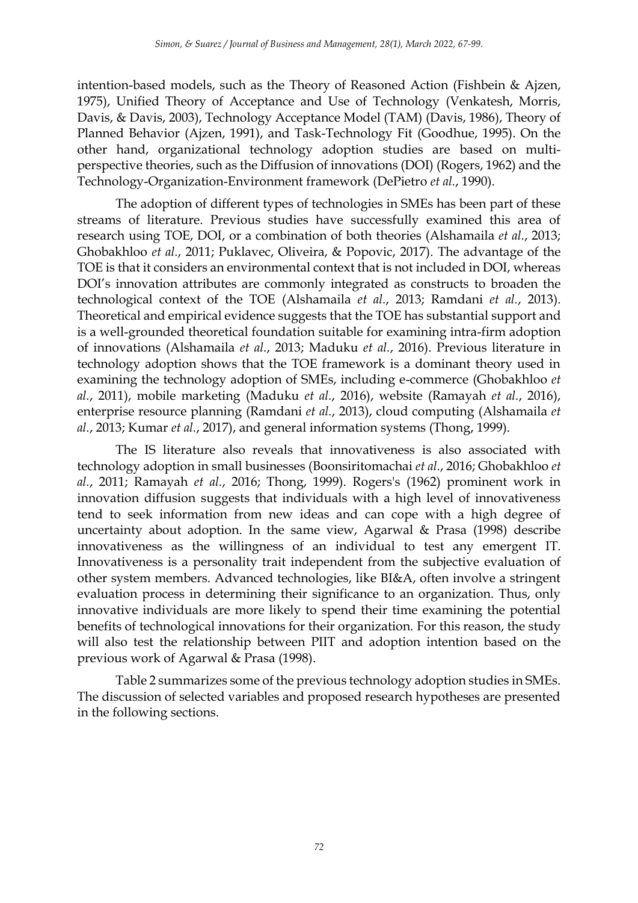intention-based models, such as the Theory of Reasoned Action (Fishbein & Ajzen, 1975), Unified Theory of Acceptance and Use of Technology (Venkatesh, Morris, Davis, & Davis, 2003), Technology Acceptance Model (TAM) (Davis, 1986), Theory of Planned Behavior (Ajzen, 1991), and Task-Technology Fit (Goodhue, 1995). On the other hand, organizational technology adoption studies are based on multi-perspective theories, such as the Diffusion of innovations (DOI) (Rogers, 1962) and the Technology-Organization-Environment framework (DePietro *et al.*, 1990).

The adoption of different types of technologies in SMEs has been part of these streams of literature. Previous studies have successfully examined this area of research using TOE, DOI, or a combination of both theories (Alshamaila *et al.*, 2013; Ghobakhloo *et al.*, 2011; Puklavec, Oliveira, & Popovic, 2017). The advantage of the TOE is that it considers an environmental context that is not included in DOI, whereas DOI's innovation attributes are commonly integrated as constructs to broaden the technological context of the TOE (Alshamaila *et al.*, 2013; Ramdani *et al.*, 2013). Theoretical and empirical evidence suggests that the TOE has substantial support and is a well-grounded theoretical foundation suitable for examining intra-firm adoption of innovations (Alshamaila *et al.*, 2013; Maduku *et al.*, 2016). Previous literature in technology adoption shows that the TOE framework is a dominant theory used in examining the technology adoption of SMEs, including e-commerce (Ghobakhloo *et al.*, 2011), mobile marketing (Maduku *et al.*, 2016), website (Ramayah *et al.*, 2016), enterprise resource planning (Ramdani *et al.*, 2013), cloud computing (Alshamaila *et al.*, 2013; Kumar *et al.*, 2017), and general information systems (Thong, 1999).

The IS literature also reveals that innovativeness is also associated with technology adoption in small businesses (Boonsiritomachai *et al.*, 2016; Ghobakhloo *et al.*, 2011; Ramayah *et al.*, 2016; Thong, 1999). Rogers's (1962) prominent work in innovation diffusion suggests that individuals with a high level of innovativeness tend to seek information from new ideas and can cope with a high degree of uncertainty about adoption. In the same view, Agarwal & Prasa (1998) describe innovativeness as the willingness of an individual to test any emergent IT. Innovativeness is a personality trait independent from the subjective evaluation of other system members. Advanced technologies, like BI&A, often involve a stringent evaluation process in determining their significance to an organization. Thus, only innovative individuals are more likely to spend their time examining the potential benefits of technological innovations for their organization. For this reason, the study will also test the relationship between PIIT and adoption intention based on the previous work of Agarwal & Prasa (1998).

Table 2 summarizes some of the previous technology adoption studies in SMEs. The discussion of selected variables and proposed research hypotheses are presented in the following sections.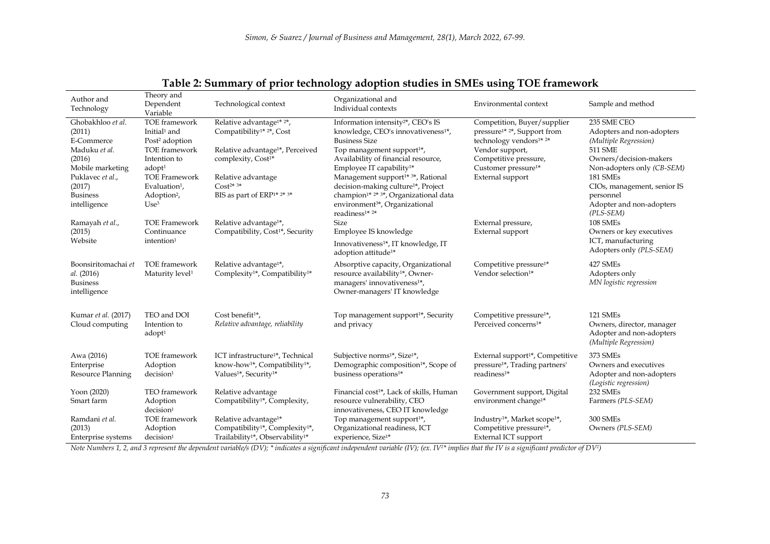## Table 2: Summary of prior technology adoption studies in SMEs using TOE framework

| Author and Technology | Theory and Dependent Variable | Technological context | Organizational and Individual contexts | Environmental context | Sample and method |
|---|---|---|---|---|---|
| Ghobakhloo *et al.* (2011) E-Commerce | TOE framework Initial[1] and Post[2] adoption | Relative advantage[1* 2*], Compatibility[1* 2*], Cost | Information intensity[2*], CEO's IS knowledge, CEO's innovativeness[1*], Business Size | Competition, Buyer/supplier pressure[1* 2*], Support from technology vendors[1* 2*] | 235 SME CEO Adopters and non-adopters *(Multiple Regression)* |
| Maduku *et al.* (2016) Mobile marketing | TOE framework Intention to adopt[1] | Relative advantage[1*], Perceived complexity, Cost[1*] | Top management support[1*], Availability of financial resource, Employee IT capability[1*] | Vendor support, Competitive pressure, Customer pressure[1*] | 511 SME Owners/decision-makers Non-adopters only *(CB-SEM)* |
| Puklavec *et al.*, (2017) Business intelligence | TOE Framework Evaluation[1], Adoption[2], Use[3] | Relative advantage Cost[2* 3*] BIS as part of ERP[1* 2* 3*] | Management support[1* 3*], Rational decision-making culture[1*], Project champion[1* 2* 3*], Organizational data environment[3*], Organizational readiness[1* 2*] | External support | 181 SMEs CIOs, management, senior IS personnel Adopter and non-adopters *(PLS-SEM)* |
| Ramayah *et al.*, (2015) Website | TOE Framework Continuance intention[1] | Relative advantage[1*], Compatibility, Cost[1*], Security | Size Employee IS knowledge Innovativeness[1*], IT knowledge, IT adoption attitude[1*] | External pressure, External support | 108 SMEs Owners or key executives ICT, manufacturing Adopters only *(PLS-SEM)* |
| Boonsiritomachai *et al.* (2016) Business intelligence | TOE framework Maturity level[1] | Relative advantage[1*], Complexity[1*], Compatibility[1*] | Absorptive capacity, Organizational resource availability[1*], Owner-managers' innovativeness[1*], Owner-managers' IT knowledge | Competitive pressure[1*] Vendor selection[1*] | 427 SMEs Adopters only *MN logistic regression* |
| Kumar *et al.* (2017) Cloud computing | TEO and DOI Intention to adopt[1] | Cost benefit[1*], *Relative advantage, reliability* | Top management support[1*], Security and privacy | Competitive pressure[1*], Perceived concerns[1*] | 121 SMEs Owners, director, manager Adopter and non-adopters *(Multiple Regression)* |
| Awa (2016) Enterprise Resource Planning | TOE framework Adoption decision[1] | ICT infrastructure[1*], Technical know-how[1*], Compatibility[1*], Values[1*], Security[1*] | Subjective norms[1*], Size[1*], Demographic composition[1*], Scope of business operations[1*] | External support[1*], Competitive pressure[1*], Trading partners' readiness[1*] | 373 SMEs Owners and executives Adopter and non-adopters *(Logistic regression)* |
| Yoon (2020) Smart farm | TEO framework Adoption decision[1] | Relative advantage Compatibility[1*], Complexity, | Financial cost[1*], Lack of skills, Human resource vulnerability, CEO innovativeness, CEO IT knowledge | Government support, Digital environment change[1*] | 232 SMEs Farmers *(PLS-SEM)* |
| Ramdani *et al.* (2013) Enterprise systems | TOE framework Adoption decision[1] | Relative advantage[1*] Compatibility[1*], Complexity[1*], Trailability[1*], Observability[1*] | Top management support[1*], Organizational readiness, ICT experience, Size[1*] | Industry[1*], Market scope[1*], Competitive pressure[1*], External ICT support | 300 SMEs Owners *(PLS-SEM)* |

*Note Numbers 1, 2, and 3 represent the dependent variable/s (DV); \* indicates a significant independent variable (IV); (ex. IV[2*] implies that the IV is a significant predictor of DV[2])*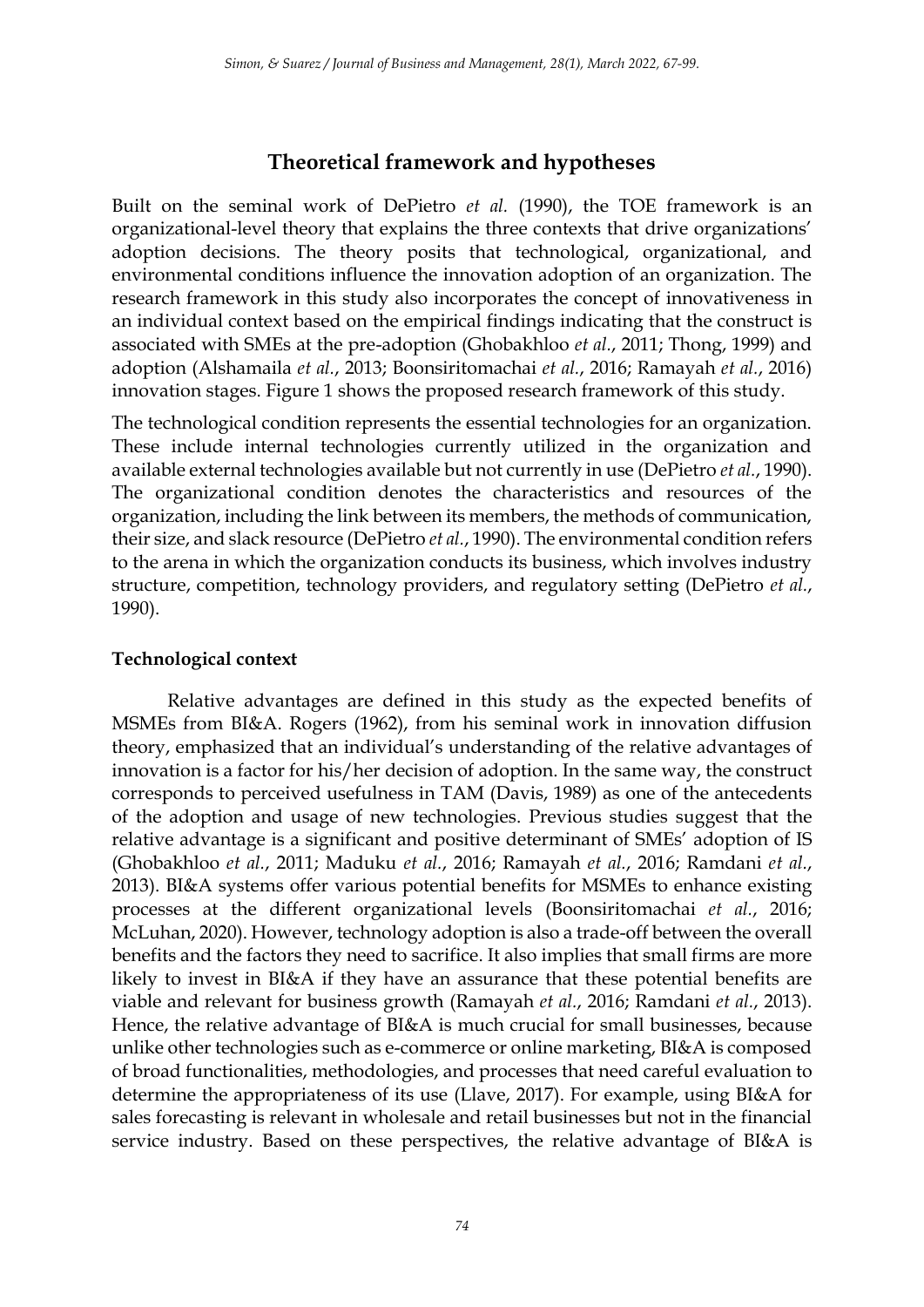## Theoretical framework and hypotheses

Built on the seminal work of DePietro *et al.* (1990), the TOE framework is an organizational-level theory that explains the three contexts that drive organizations' adoption decisions. The theory posits that technological, organizational, and environmental conditions influence the innovation adoption of an organization. The research framework in this study also incorporates the concept of innovativeness in an individual context based on the empirical findings indicating that the construct is associated with SMEs at the pre-adoption (Ghobakhloo *et al*., 2011; Thong, 1999) and adoption (Alshamaila *et al*., 2013; Boonsiritomachai *et al*., 2016; Ramayah *et al*., 2016) innovation stages. Figure 1 shows the proposed research framework of this study.

The technological condition represents the essential technologies for an organization. These include internal technologies currently utilized in the organization and available external technologies available but not currently in use (DePietro *et al*., 1990). The organizational condition denotes the characteristics and resources of the organization, including the link between its members, the methods of communication, their size, and slack resource (DePietro *et al*., 1990). The environmental condition refers to the arena in which the organization conducts its business, which involves industry structure, competition, technology providers, and regulatory setting (DePietro *et al*., 1990).

### Technological context

Relative advantages are defined in this study as the expected benefits of MSMEs from BI&A. Rogers (1962), from his seminal work in innovation diffusion theory, emphasized that an individual's understanding of the relative advantages of innovation is a factor for his/her decision of adoption. In the same way, the construct corresponds to perceived usefulness in TAM (Davis, 1989) as one of the antecedents of the adoption and usage of new technologies. Previous studies suggest that the relative advantage is a significant and positive determinant of SMEs' adoption of IS (Ghobakhloo *et al*., 2011; Maduku *et al*., 2016; Ramayah *et al*., 2016; Ramdani *et al*., 2013). BI&A systems offer various potential benefits for MSMEs to enhance existing processes at the different organizational levels (Boonsiritomachai *et al*., 2016; McLuhan, 2020). However, technology adoption is also a trade-off between the overall benefits and the factors they need to sacrifice. It also implies that small firms are more likely to invest in BI&A if they have an assurance that these potential benefits are viable and relevant for business growth (Ramayah *et al*., 2016; Ramdani *et al*., 2013). Hence, the relative advantage of BI&A is much crucial for small businesses, because unlike other technologies such as e-commerce or online marketing, BI&A is composed of broad functionalities, methodologies, and processes that need careful evaluation to determine the appropriateness of its use (Llave, 2017). For example, using BI&A for sales forecasting is relevant in wholesale and retail businesses but not in the financial service industry. Based on these perspectives, the relative advantage of BI&A is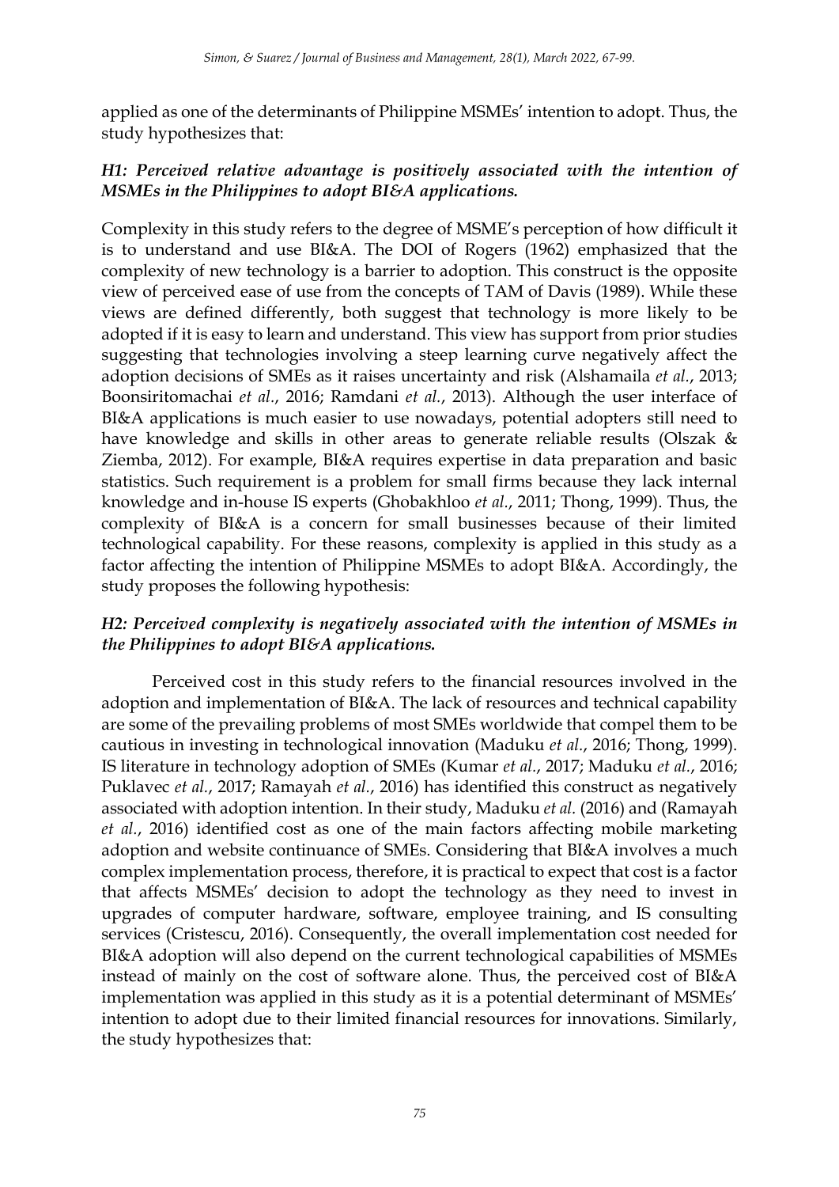applied as one of the determinants of Philippine MSMEs' intention to adopt. Thus, the study hypothesizes that:

***H1: Perceived relative advantage is positively associated with the intention of MSMEs in the Philippines to adopt BI&A applications.***

Complexity in this study refers to the degree of MSME's perception of how difficult it is to understand and use BI&A. The DOI of Rogers (1962) emphasized that the complexity of new technology is a barrier to adoption. This construct is the opposite view of perceived ease of use from the concepts of TAM of Davis (1989). While these views are defined differently, both suggest that technology is more likely to be adopted if it is easy to learn and understand. This view has support from prior studies suggesting that technologies involving a steep learning curve negatively affect the adoption decisions of SMEs as it raises uncertainty and risk (Alshamaila *et al.*, 2013; Boonsiritomachai *et al.*, 2016; Ramdani *et al.*, 2013). Although the user interface of BI&A applications is much easier to use nowadays, potential adopters still need to have knowledge and skills in other areas to generate reliable results (Olszak & Ziemba, 2012). For example, BI&A requires expertise in data preparation and basic statistics. Such requirement is a problem for small firms because they lack internal knowledge and in-house IS experts (Ghobakhloo *et al.*, 2011; Thong, 1999). Thus, the complexity of BI&A is a concern for small businesses because of their limited technological capability. For these reasons, complexity is applied in this study as a factor affecting the intention of Philippine MSMEs to adopt BI&A. Accordingly, the study proposes the following hypothesis:

***H2: Perceived complexity is negatively associated with the intention of MSMEs in the Philippines to adopt BI&A applications.***

Perceived cost in this study refers to the financial resources involved in the adoption and implementation of BI&A. The lack of resources and technical capability are some of the prevailing problems of most SMEs worldwide that compel them to be cautious in investing in technological innovation (Maduku *et al.*, 2016; Thong, 1999). IS literature in technology adoption of SMEs (Kumar *et al.*, 2017; Maduku *et al.*, 2016; Puklavec *et al.*, 2017; Ramayah *et al.*, 2016) has identified this construct as negatively associated with adoption intention. In their study, Maduku *et al.* (2016) and (Ramayah *et al.*, 2016) identified cost as one of the main factors affecting mobile marketing adoption and website continuance of SMEs. Considering that BI&A involves a much complex implementation process, therefore, it is practical to expect that cost is a factor that affects MSMEs' decision to adopt the technology as they need to invest in upgrades of computer hardware, software, employee training, and IS consulting services (Cristescu, 2016). Consequently, the overall implementation cost needed for BI&A adoption will also depend on the current technological capabilities of MSMEs instead of mainly on the cost of software alone. Thus, the perceived cost of BI&A implementation was applied in this study as it is a potential determinant of MSMEs' intention to adopt due to their limited financial resources for innovations. Similarly, the study hypothesizes that: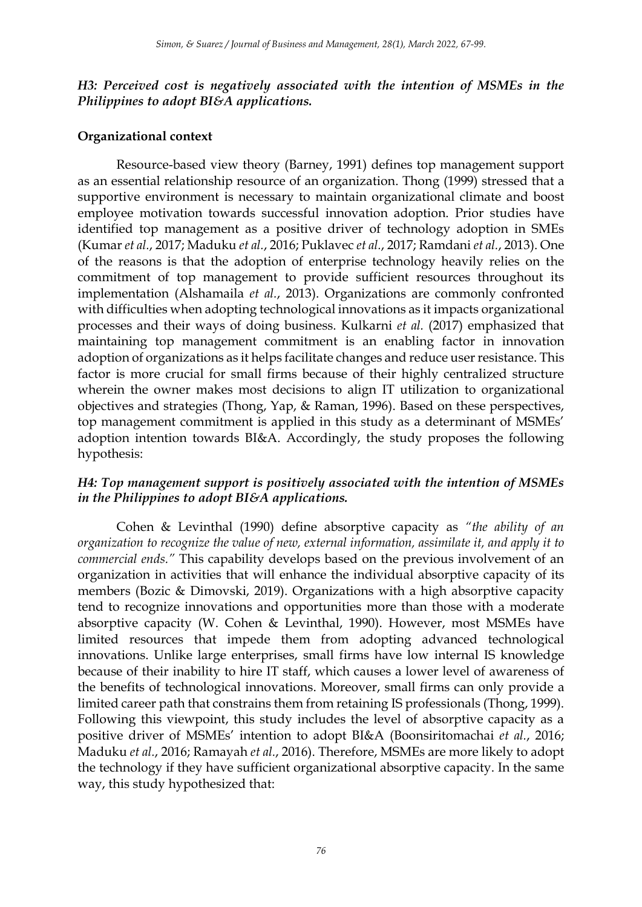***H3: Perceived cost is negatively associated with the intention of MSMEs in the Philippines to adopt BI&A applications.***

**Organizational context**

Resource-based view theory (Barney, 1991) defines top management support as an essential relationship resource of an organization. Thong (1999) stressed that a supportive environment is necessary to maintain organizational climate and boost employee motivation towards successful innovation adoption. Prior studies have identified top management as a positive driver of technology adoption in SMEs (Kumar *et al.*, 2017; Maduku *et al.*, 2016; Puklavec *et al.*, 2017; Ramdani *et al.*, 2013). One of the reasons is that the adoption of enterprise technology heavily relies on the commitment of top management to provide sufficient resources throughout its implementation (Alshamaila *et al.*, 2013). Organizations are commonly confronted with difficulties when adopting technological innovations as it impacts organizational processes and their ways of doing business. Kulkarni *et al.* (2017) emphasized that maintaining top management commitment is an enabling factor in innovation adoption of organizations as it helps facilitate changes and reduce user resistance. This factor is more crucial for small firms because of their highly centralized structure wherein the owner makes most decisions to align IT utilization to organizational objectives and strategies (Thong, Yap, & Raman, 1996). Based on these perspectives, top management commitment is applied in this study as a determinant of MSMEs' adoption intention towards BI&A. Accordingly, the study proposes the following hypothesis:

***H4: Top management support is positively associated with the intention of MSMEs in the Philippines to adopt BI&A applications.***

Cohen & Levinthal (1990) define absorptive capacity as *"the ability of an organization to recognize the value of new, external information, assimilate it, and apply it to commercial ends."* This capability develops based on the previous involvement of an organization in activities that will enhance the individual absorptive capacity of its members (Bozic & Dimovski, 2019). Organizations with a high absorptive capacity tend to recognize innovations and opportunities more than those with a moderate absorptive capacity (W. Cohen & Levinthal, 1990). However, most MSMEs have limited resources that impede them from adopting advanced technological innovations. Unlike large enterprises, small firms have low internal IS knowledge because of their inability to hire IT staff, which causes a lower level of awareness of the benefits of technological innovations. Moreover, small firms can only provide a limited career path that constrains them from retaining IS professionals (Thong, 1999). Following this viewpoint, this study includes the level of absorptive capacity as a positive driver of MSMEs' intention to adopt BI&A (Boonsiritomachai *et al.*, 2016; Maduku *et al.*, 2016; Ramayah *et al.*, 2016). Therefore, MSMEs are more likely to adopt the technology if they have sufficient organizational absorptive capacity. In the same way, this study hypothesized that: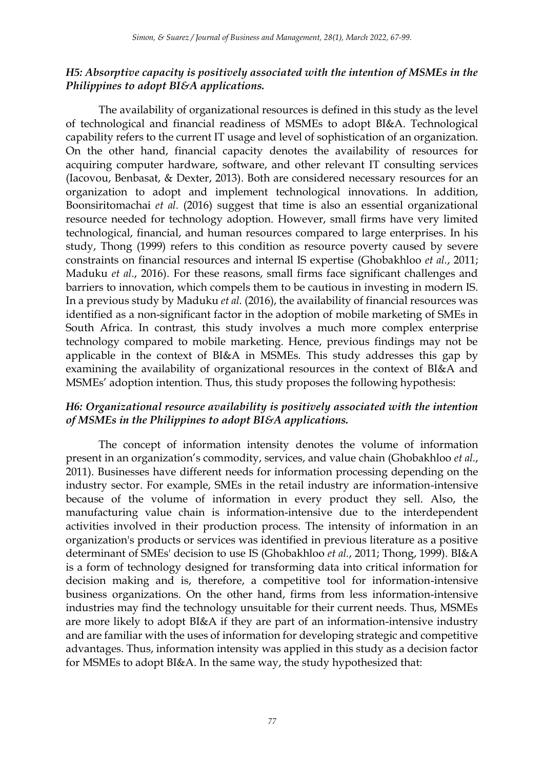***H5: Absorptive capacity is positively associated with the intention of MSMEs in the Philippines to adopt BI&A applications.***

The availability of organizational resources is defined in this study as the level of technological and financial readiness of MSMEs to adopt BI&A. Technological capability refers to the current IT usage and level of sophistication of an organization. On the other hand, financial capacity denotes the availability of resources for acquiring computer hardware, software, and other relevant IT consulting services (Iacovou, Benbasat, & Dexter, 2013). Both are considered necessary resources for an organization to adopt and implement technological innovations. In addition, Boonsiritomachai *et al.* (2016) suggest that time is also an essential organizational resource needed for technology adoption. However, small firms have very limited technological, financial, and human resources compared to large enterprises. In his study, Thong (1999) refers to this condition as resource poverty caused by severe constraints on financial resources and internal IS expertise (Ghobakhloo *et al.*, 2011; Maduku *et al.*, 2016). For these reasons, small firms face significant challenges and barriers to innovation, which compels them to be cautious in investing in modern IS. In a previous study by Maduku *et al.* (2016), the availability of financial resources was identified as a non-significant factor in the adoption of mobile marketing of SMEs in South Africa. In contrast, this study involves a much more complex enterprise technology compared to mobile marketing. Hence, previous findings may not be applicable in the context of BI&A in MSMEs. This study addresses this gap by examining the availability of organizational resources in the context of BI&A and MSMEs' adoption intention. Thus, this study proposes the following hypothesis:

***H6: Organizational resource availability is positively associated with the intention of MSMEs in the Philippines to adopt BI&A applications.***

The concept of information intensity denotes the volume of information present in an organization's commodity, services, and value chain (Ghobakhloo *et al.*, 2011). Businesses have different needs for information processing depending on the industry sector. For example, SMEs in the retail industry are information-intensive because of the volume of information in every product they sell. Also, the manufacturing value chain is information-intensive due to the interdependent activities involved in their production process. The intensity of information in an organization's products or services was identified in previous literature as a positive determinant of SMEs' decision to use IS (Ghobakhloo *et al.*, 2011; Thong, 1999). BI&A is a form of technology designed for transforming data into critical information for decision making and is, therefore, a competitive tool for information-intensive business organizations. On the other hand, firms from less information-intensive industries may find the technology unsuitable for their current needs. Thus, MSMEs are more likely to adopt BI&A if they are part of an information-intensive industry and are familiar with the uses of information for developing strategic and competitive advantages. Thus, information intensity was applied in this study as a decision factor for MSMEs to adopt BI&A. In the same way, the study hypothesized that: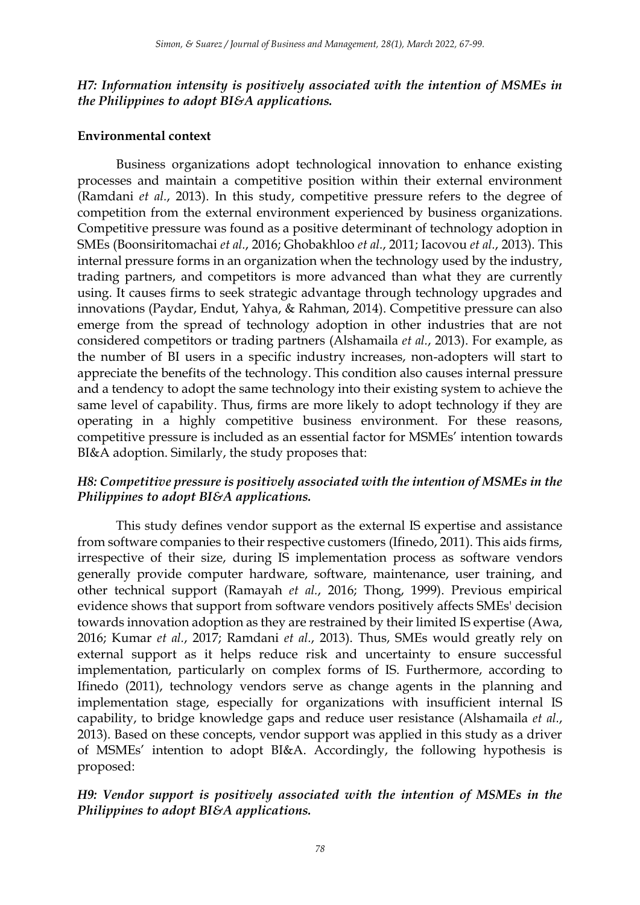***H7: Information intensity is positively associated with the intention of MSMEs in the Philippines to adopt BI&A applications.***

### Environmental context

Business organizations adopt technological innovation to enhance existing processes and maintain a competitive position within their external environment (Ramdani *et al.*, 2013). In this study, competitive pressure refers to the degree of competition from the external environment experienced by business organizations. Competitive pressure was found as a positive determinant of technology adoption in SMEs (Boonsiritomachai *et al.*, 2016; Ghobakhloo *et al.*, 2011; Iacovou *et al.*, 2013). This internal pressure forms in an organization when the technology used by the industry, trading partners, and competitors is more advanced than what they are currently using. It causes firms to seek strategic advantage through technology upgrades and innovations (Paydar, Endut, Yahya, & Rahman, 2014). Competitive pressure can also emerge from the spread of technology adoption in other industries that are not considered competitors or trading partners (Alshamaila *et al.*, 2013). For example, as the number of BI users in a specific industry increases, non-adopters will start to appreciate the benefits of the technology. This condition also causes internal pressure and a tendency to adopt the same technology into their existing system to achieve the same level of capability. Thus, firms are more likely to adopt technology if they are operating in a highly competitive business environment. For these reasons, competitive pressure is included as an essential factor for MSMEs' intention towards BI&A adoption. Similarly, the study proposes that:

***H8: Competitive pressure is positively associated with the intention of MSMEs in the Philippines to adopt BI&A applications.***

This study defines vendor support as the external IS expertise and assistance from software companies to their respective customers (Ifinedo, 2011). This aids firms, irrespective of their size, during IS implementation process as software vendors generally provide computer hardware, software, maintenance, user training, and other technical support (Ramayah *et al.*, 2016; Thong, 1999). Previous empirical evidence shows that support from software vendors positively affects SMEs' decision towards innovation adoption as they are restrained by their limited IS expertise (Awa, 2016; Kumar *et al.*, 2017; Ramdani *et al.*, 2013). Thus, SMEs would greatly rely on external support as it helps reduce risk and uncertainty to ensure successful implementation, particularly on complex forms of IS. Furthermore, according to Ifinedo (2011), technology vendors serve as change agents in the planning and implementation stage, especially for organizations with insufficient internal IS capability, to bridge knowledge gaps and reduce user resistance (Alshamaila *et al.*, 2013). Based on these concepts, vendor support was applied in this study as a driver of MSMEs' intention to adopt BI&A. Accordingly, the following hypothesis is proposed:

***H9: Vendor support is positively associated with the intention of MSMEs in the Philippines to adopt BI&A applications.***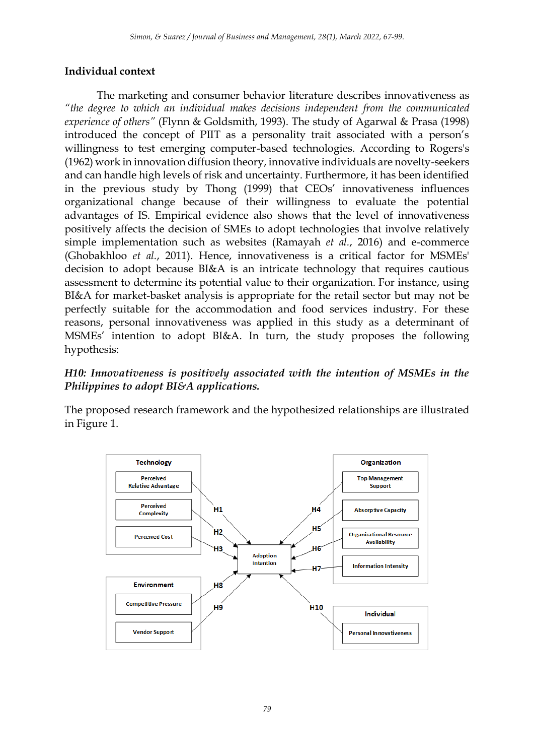### Individual context

The marketing and consumer behavior literature describes innovativeness as *"the degree to which an individual makes decisions independent from the communicated experience of others"* (Flynn & Goldsmith, 1993). The study of Agarwal & Prasa (1998) introduced the concept of PIIT as a personality trait associated with a person's willingness to test emerging computer-based technologies. According to Rogers's (1962) work in innovation diffusion theory, innovative individuals are novelty-seekers and can handle high levels of risk and uncertainty. Furthermore, it has been identified in the previous study by Thong (1999) that CEOs' innovativeness influences organizational change because of their willingness to evaluate the potential advantages of IS. Empirical evidence also shows that the level of innovativeness positively affects the decision of SMEs to adopt technologies that involve relatively simple implementation such as websites (Ramayah *et al.*, 2016) and e-commerce (Ghobakhloo *et al.*, 2011). Hence, innovativeness is a critical factor for MSMEs' decision to adopt because BI&A is an intricate technology that requires cautious assessment to determine its potential value to their organization. For instance, using BI&A for market-basket analysis is appropriate for the retail sector but may not be perfectly suitable for the accommodation and food services industry. For these reasons, personal innovativeness was applied in this study as a determinant of MSMEs' intention to adopt BI&A. In turn, the study proposes the following hypothesis:

***H10: Innovativeness is positively associated with the intention of MSMEs in the Philippines to adopt BI&A applications.***

The proposed research framework and the hypothesized relationships are illustrated in Figure 1.

Technology
Perceived Relative Advantage
Perceived Complexity
Perceived Cost

Environment
Competitive Pressure
Vendor Support

Organization
Top Management Support
Absorptive Capacity
Organizational Resource Availability
Information Intensity

Individual
Personal Innovativeness

Adoption Intention

H1 H2 H3 H4 H5 H6 H7 H8 H9 H10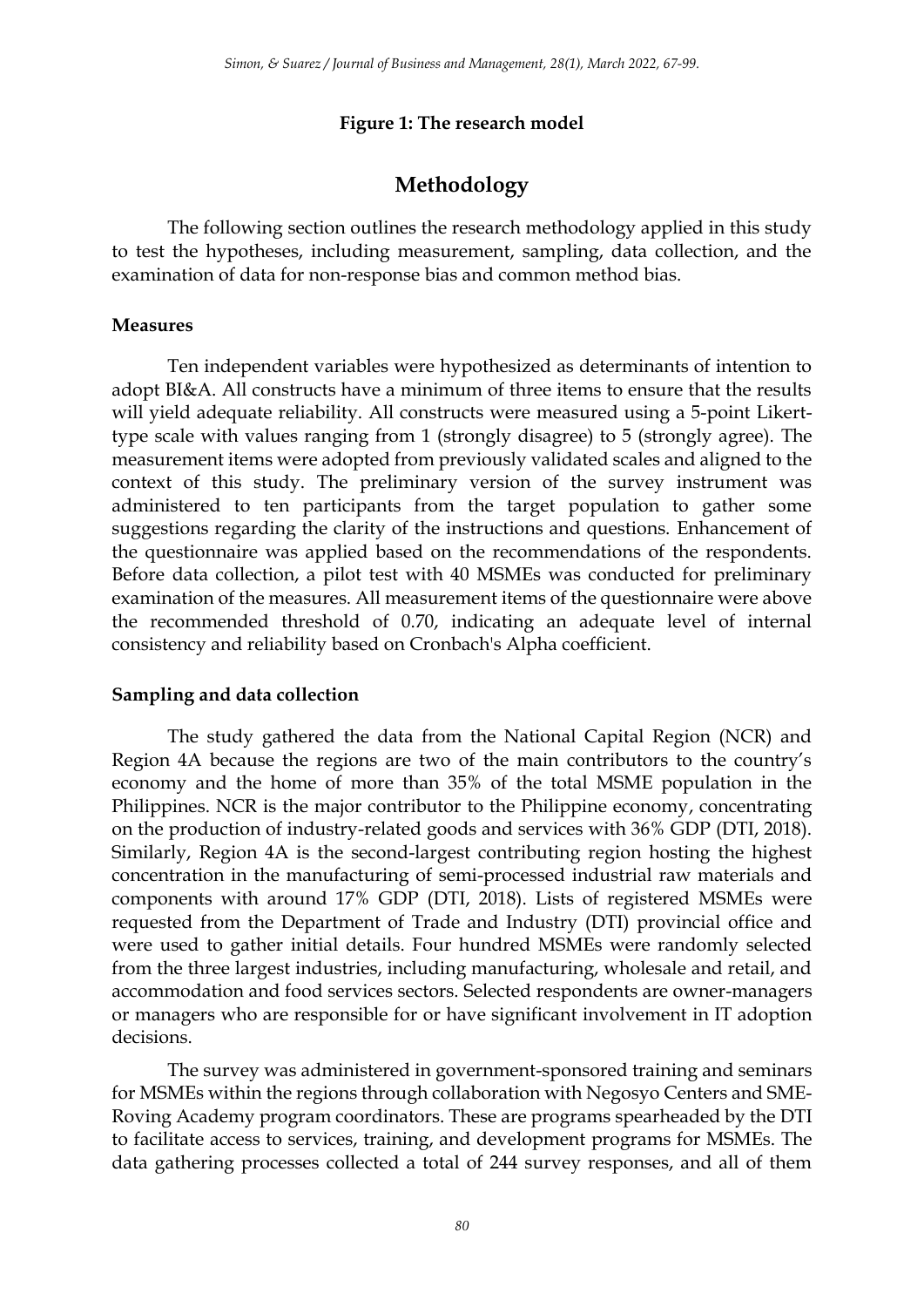**Figure 1: The research model**

## Methodology

The following section outlines the research methodology applied in this study to test the hypotheses, including measurement, sampling, data collection, and the examination of data for non-response bias and common method bias.

### Measures

Ten independent variables were hypothesized as determinants of intention to adopt BI&A. All constructs have a minimum of three items to ensure that the results will yield adequate reliability. All constructs were measured using a 5-point Likert-type scale with values ranging from 1 (strongly disagree) to 5 (strongly agree). The measurement items were adopted from previously validated scales and aligned to the context of this study. The preliminary version of the survey instrument was administered to ten participants from the target population to gather some suggestions regarding the clarity of the instructions and questions. Enhancement of the questionnaire was applied based on the recommendations of the respondents. Before data collection, a pilot test with 40 MSMEs was conducted for preliminary examination of the measures. All measurement items of the questionnaire were above the recommended threshold of 0.70, indicating an adequate level of internal consistency and reliability based on Cronbach's Alpha coefficient.

### Sampling and data collection

The study gathered the data from the National Capital Region (NCR) and Region 4A because the regions are two of the main contributors to the country's economy and the home of more than 35% of the total MSME population in the Philippines. NCR is the major contributor to the Philippine economy, concentrating on the production of industry-related goods and services with 36% GDP (DTI, 2018). Similarly, Region 4A is the second-largest contributing region hosting the highest concentration in the manufacturing of semi-processed industrial raw materials and components with around 17% GDP (DTI, 2018). Lists of registered MSMEs were requested from the Department of Trade and Industry (DTI) provincial office and were used to gather initial details. Four hundred MSMEs were randomly selected from the three largest industries, including manufacturing, wholesale and retail, and accommodation and food services sectors. Selected respondents are owner-managers or managers who are responsible for or have significant involvement in IT adoption decisions.

The survey was administered in government-sponsored training and seminars for MSMEs within the regions through collaboration with Negosyo Centers and SME-Roving Academy program coordinators. These are programs spearheaded by the DTI to facilitate access to services, training, and development programs for MSMEs. The data gathering processes collected a total of 244 survey responses, and all of them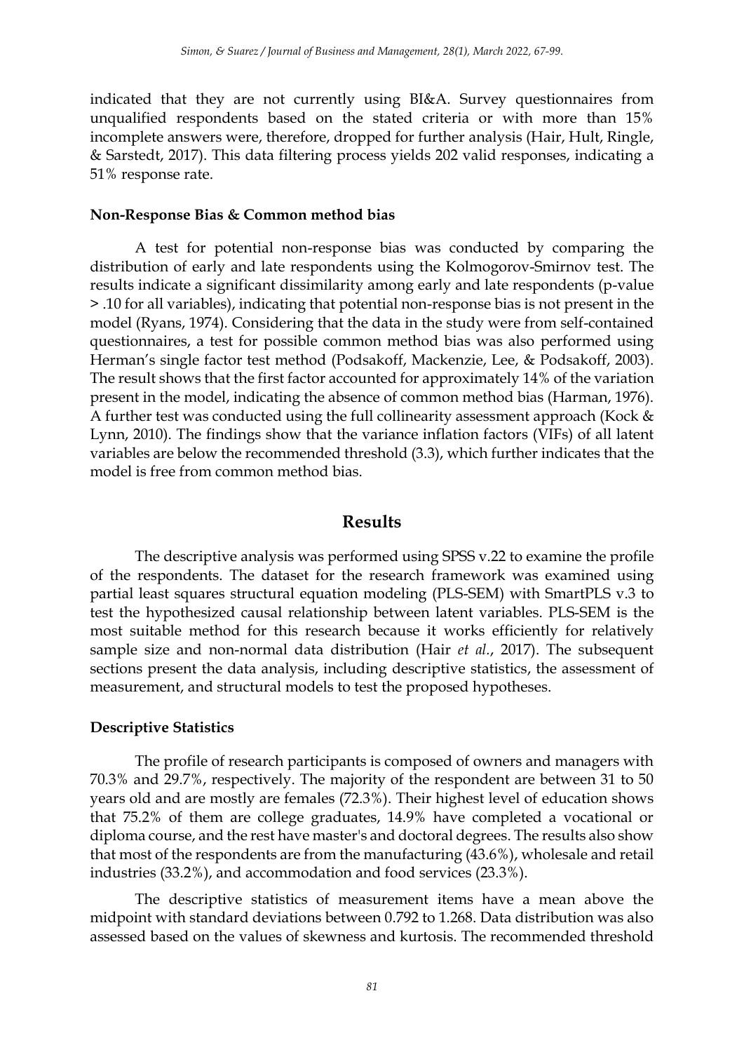indicated that they are not currently using BI&A. Survey questionnaires from unqualified respondents based on the stated criteria or with more than 15% incomplete answers were, therefore, dropped for further analysis (Hair, Hult, Ringle, & Sarstedt, 2017). This data filtering process yields 202 valid responses, indicating a 51% response rate.

### Non-Response Bias & Common method bias

A test for potential non-response bias was conducted by comparing the distribution of early and late respondents using the Kolmogorov-Smirnov test. The results indicate a significant dissimilarity among early and late respondents (p-value > .10 for all variables), indicating that potential non-response bias is not present in the model (Ryans, 1974). Considering that the data in the study were from self-contained questionnaires, a test for possible common method bias was also performed using Herman's single factor test method (Podsakoff, Mackenzie, Lee, & Podsakoff, 2003). The result shows that the first factor accounted for approximately 14% of the variation present in the model, indicating the absence of common method bias (Harman, 1976). A further test was conducted using the full collinearity assessment approach (Kock & Lynn, 2010). The findings show that the variance inflation factors (VIFs) of all latent variables are below the recommended threshold (3.3), which further indicates that the model is free from common method bias.

## Results

The descriptive analysis was performed using SPSS v.22 to examine the profile of the respondents. The dataset for the research framework was examined using partial least squares structural equation modeling (PLS-SEM) with SmartPLS v.3 to test the hypothesized causal relationship between latent variables. PLS-SEM is the most suitable method for this research because it works efficiently for relatively sample size and non-normal data distribution (Hair *et al.*, 2017). The subsequent sections present the data analysis, including descriptive statistics, the assessment of measurement, and structural models to test the proposed hypotheses.

### Descriptive Statistics

The profile of research participants is composed of owners and managers with 70.3% and 29.7%, respectively. The majority of the respondent are between 31 to 50 years old and are mostly are females (72.3%). Their highest level of education shows that 75.2% of them are college graduates, 14.9% have completed a vocational or diploma course, and the rest have master's and doctoral degrees. The results also show that most of the respondents are from the manufacturing (43.6%), wholesale and retail industries (33.2%), and accommodation and food services (23.3%).

The descriptive statistics of measurement items have a mean above the midpoint with standard deviations between 0.792 to 1.268. Data distribution was also assessed based on the values of skewness and kurtosis. The recommended threshold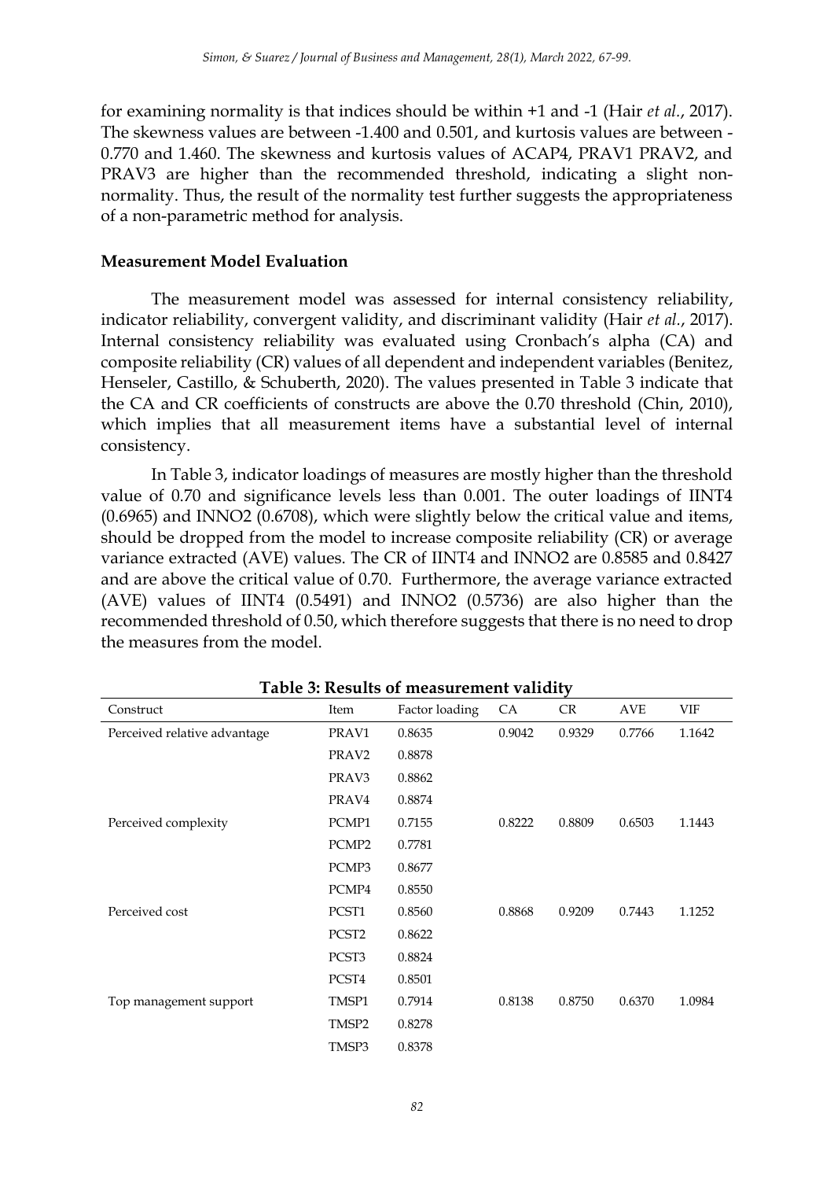for examining normality is that indices should be within +1 and -1 (Hair *et al.*, 2017). The skewness values are between -1.400 and 0.501, and kurtosis values are between -0.770 and 1.460. The skewness and kurtosis values of ACAP4, PRAV1 PRAV2, and PRAV3 are higher than the recommended threshold, indicating a slight non-normality. Thus, the result of the normality test further suggests the appropriateness of a non-parametric method for analysis.

**Measurement Model Evaluation**

The measurement model was assessed for internal consistency reliability, indicator reliability, convergent validity, and discriminant validity (Hair *et al.*, 2017). Internal consistency reliability was evaluated using Cronbach's alpha (CA) and composite reliability (CR) values of all dependent and independent variables (Benitez, Henseler, Castillo, & Schuberth, 2020). The values presented in Table 3 indicate that the CA and CR coefficients of constructs are above the 0.70 threshold (Chin, 2010), which implies that all measurement items have a substantial level of internal consistency.

In Table 3, indicator loadings of measures are mostly higher than the threshold value of 0.70 and significance levels less than 0.001. The outer loadings of IINT4 (0.6965) and INNO2 (0.6708), which were slightly below the critical value and items, should be dropped from the model to increase composite reliability (CR) or average variance extracted (AVE) values. The CR of IINT4 and INNO2 are 0.8585 and 0.8427 and are above the critical value of 0.70. Furthermore, the average variance extracted (AVE) values of IINT4 (0.5491) and INNO2 (0.5736) are also higher than the recommended threshold of 0.50, which therefore suggests that there is no need to drop the measures from the model.

**Table 3: Results of measurement validity**

| Construct | Item | Factor loading | CA | CR | AVE | VIF |
|---|---|---|---|---|---|---|
| Perceived relative advantage | PRAV1 | 0.8635 | 0.9042 | 0.9329 | 0.7766 | 1.1642 |
| | PRAV2 | 0.8878 | | | | |
| | PRAV3 | 0.8862 | | | | |
| | PRAV4 | 0.8874 | | | | |
| Perceived complexity | PCMP1 | 0.7155 | 0.8222 | 0.8809 | 0.6503 | 1.1443 |
| | PCMP2 | 0.7781 | | | | |
| | PCMP3 | 0.8677 | | | | |
| | PCMP4 | 0.8550 | | | | |
| Perceived cost | PCST1 | 0.8560 | 0.8868 | 0.9209 | 0.7443 | 1.1252 |
| | PCST2 | 0.8622 | | | | |
| | PCST3 | 0.8824 | | | | |
| | PCST4 | 0.8501 | | | | |
| Top management support | TMSP1 | 0.7914 | 0.8138 | 0.8750 | 0.6370 | 1.0984 |
| | TMSP2 | 0.8278 | | | | |
| | TMSP3 | 0.8378 | | | | |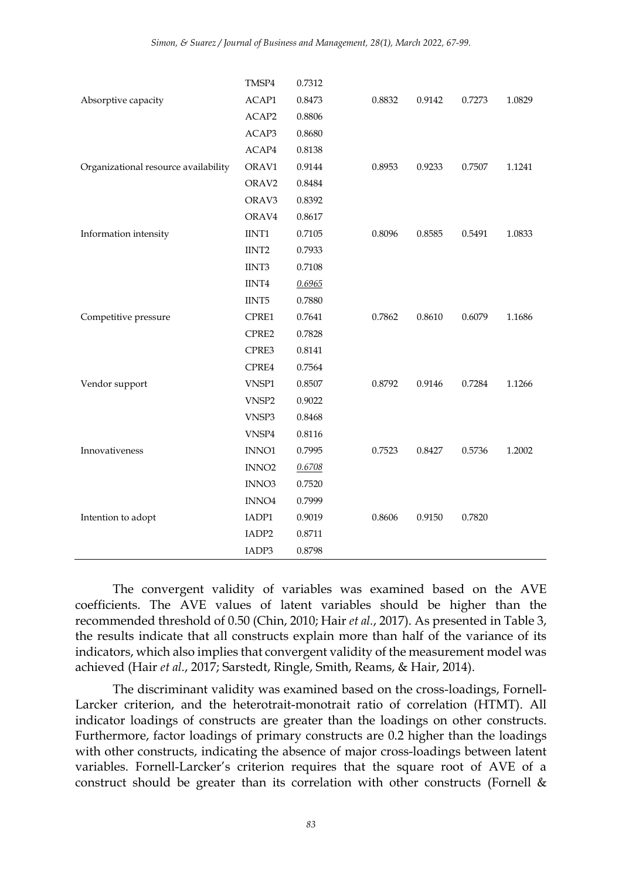| | | | | | | |
|---|---|---|---|---|---|---|
| | TMSP4 | 0.7312 | | | | |
| Absorptive capacity | ACAP1 | 0.8473 | 0.8832 | 0.9142 | 0.7273 | 1.0829 |
| | ACAP2 | 0.8806 | | | | |
| | ACAP3 | 0.8680 | | | | |
| | ACAP4 | 0.8138 | | | | |
| Organizational resource availability | ORAV1 | 0.9144 | 0.8953 | 0.9233 | 0.7507 | 1.1241 |
| | ORAV2 | 0.8484 | | | | |
| | ORAV3 | 0.8392 | | | | |
| | ORAV4 | 0.8617 | | | | |
| Information intensity | IINT1 | 0.7105 | 0.8096 | 0.8585 | 0.5491 | 1.0833 |
| | IINT2 | 0.7933 | | | | |
| | IINT3 | 0.7108 | | | | |
| | IINT4 | _0.6965_ | | | | |
| | IINT5 | 0.7880 | | | | |
| Competitive pressure | CPRE1 | 0.7641 | 0.7862 | 0.8610 | 0.6079 | 1.1686 |
| | CPRE2 | 0.7828 | | | | |
| | CPRE3 | 0.8141 | | | | |
| | CPRE4 | 0.7564 | | | | |
| Vendor support | VNSP1 | 0.8507 | 0.8792 | 0.9146 | 0.7284 | 1.1266 |
| | VNSP2 | 0.9022 | | | | |
| | VNSP3 | 0.8468 | | | | |
| | VNSP4 | 0.8116 | | | | |
| Innovativeness | INNO1 | 0.7995 | 0.7523 | 0.8427 | 0.5736 | 1.2002 |
| | INNO2 | _0.6708_ | | | | |
| | INNO3 | 0.7520 | | | | |
| | INNO4 | 0.7999 | | | | |
| Intention to adopt | IADP1 | 0.9019 | 0.8606 | 0.9150 | 0.7820 | |
| | IADP2 | 0.8711 | | | | |
| | IADP3 | 0.8798 | | | | |

The convergent validity of variables was examined based on the AVE coefficients. The AVE values of latent variables should be higher than the recommended threshold of 0.50 (Chin, 2010; Hair *et al.*, 2017). As presented in Table 3, the results indicate that all constructs explain more than half of the variance of its indicators, which also implies that convergent validity of the measurement model was achieved (Hair *et al.*, 2017; Sarstedt, Ringle, Smith, Reams, & Hair, 2014).

The discriminant validity was examined based on the cross-loadings, Fornell-Larcker criterion, and the heterotrait-monotrait ratio of correlation (HTMT). All indicator loadings of constructs are greater than the loadings on other constructs. Furthermore, factor loadings of primary constructs are 0.2 higher than the loadings with other constructs, indicating the absence of major cross-loadings between latent variables. Fornell-Larcker's criterion requires that the square root of AVE of a construct should be greater than its correlation with other constructs (Fornell &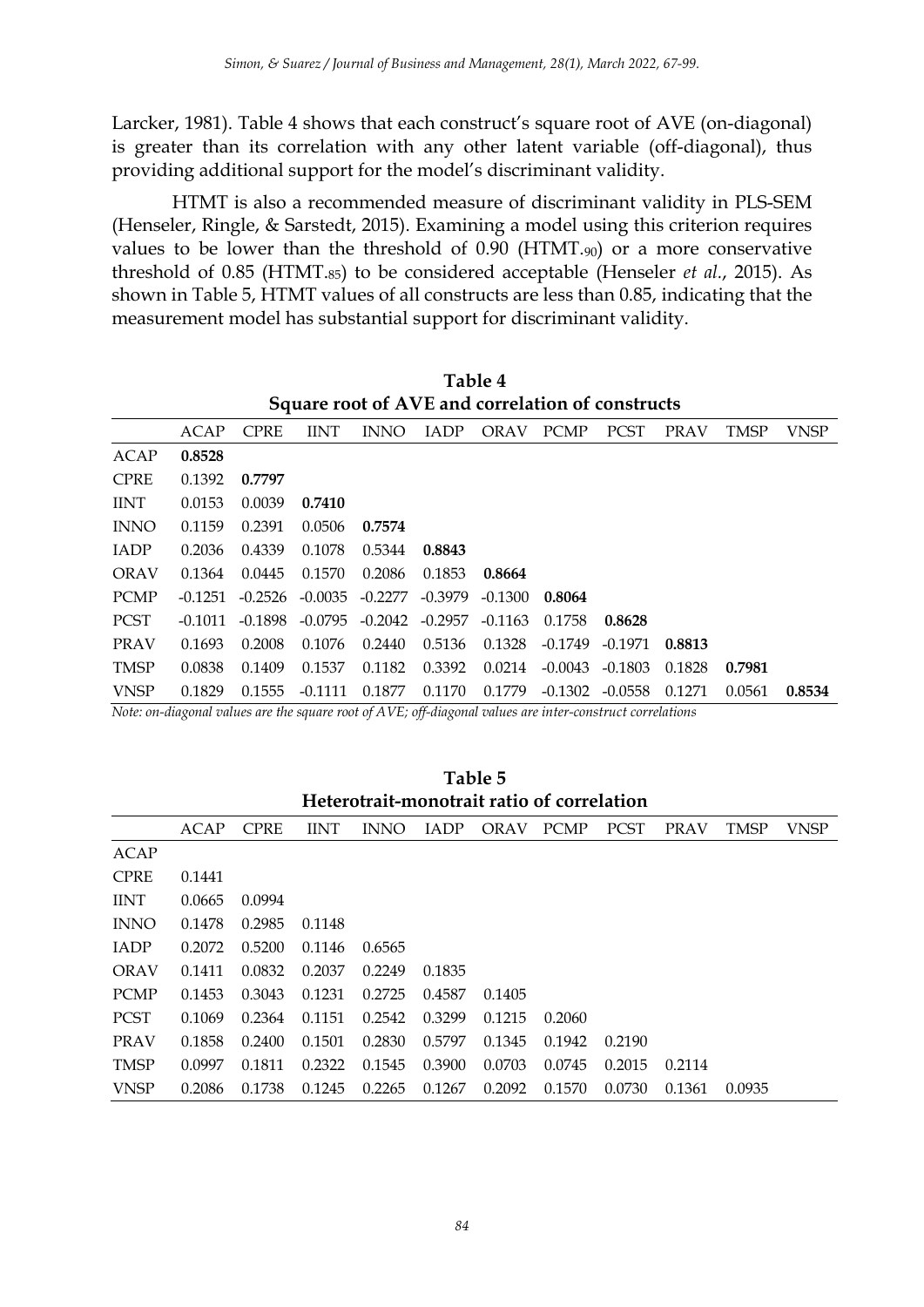Larcker, 1981). Table 4 shows that each construct's square root of AVE (on-diagonal) is greater than its correlation with any other latent variable (off-diagonal), thus providing additional support for the model's discriminant validity.

HTMT is also a recommended measure of discriminant validity in PLS-SEM (Henseler, Ringle, & Sarstedt, 2015). Examining a model using this criterion requires values to be lower than the threshold of 0.90 ($HTMT_{.90}$) or a more conservative threshold of 0.85 ($HTMT_{.85}$) to be considered acceptable (Henseler *et al.*, 2015). As shown in Table 5, HTMT values of all constructs are less than 0.85, indicating that the measurement model has substantial support for discriminant validity.

**Table 4**
**Square root of AVE and correlation of constructs**

| | ACAP | CPRE | IINT | INNO | IADP | ORAV | PCMP | PCST | PRAV | TMSP | VNSP |
|---|---|---|---|---|---|---|---|---|---|---|---|
| ACAP | **0.8528** | | | | | | | | | | |
| CPRE | 0.1392 | **0.7797** | | | | | | | | | |
| IINT | 0.0153 | 0.0039 | **0.7410** | | | | | | | | |
| INNO | 0.1159 | 0.2391 | 0.0506 | **0.7574** | | | | | | | |
| IADP | 0.2036 | 0.4339 | 0.1078 | 0.5344 | **0.8843** | | | | | | |
| ORAV | 0.1364 | 0.0445 | 0.1570 | 0.2086 | 0.1853 | **0.8664** | | | | | |
| PCMP | -0.1251 | -0.2526 | -0.0035 | -0.2277 | -0.3979 | -0.1300 | **0.8064** | | | | |
| PCST | -0.1011 | -0.1898 | -0.0795 | -0.2042 | -0.2957 | -0.1163 | 0.1758 | **0.8628** | | | |
| PRAV | 0.1693 | 0.2008 | 0.1076 | 0.2440 | 0.5136 | 0.1328 | -0.1749 | -0.1971 | **0.8813** | | |
| TMSP | 0.0838 | 0.1409 | 0.1537 | 0.1182 | 0.3392 | 0.0214 | -0.0043 | -0.1803 | 0.1828 | **0.7981** | |
| VNSP | 0.1829 | 0.1555 | -0.1111 | 0.1877 | 0.1170 | 0.1779 | -0.1302 | -0.0558 | 0.1271 | 0.0561 | **0.8534** |

*Note: on-diagonal values are the square root of AVE; off-diagonal values are inter-construct correlations*

**Table 5**
**Heterotrait-monotrait ratio of correlation**

| | ACAP | CPRE | IINT | INNO | IADP | ORAV | PCMP | PCST | PRAV | TMSP | VNSP |
|---|---|---|---|---|---|---|---|---|---|---|---|
| ACAP | | | | | | | | | | | |
| CPRE | 0.1441 | | | | | | | | | | |
| IINT | 0.0665 | 0.0994 | | | | | | | | | |
| INNO | 0.1478 | 0.2985 | 0.1148 | | | | | | | | |
| IADP | 0.2072 | 0.5200 | 0.1146 | 0.6565 | | | | | | | |
| ORAV | 0.1411 | 0.0832 | 0.2037 | 0.2249 | 0.1835 | | | | | | |
| PCMP | 0.1453 | 0.3043 | 0.1231 | 0.2725 | 0.4587 | 0.1405 | | | | | |
| PCST | 0.1069 | 0.2364 | 0.1151 | 0.2542 | 0.3299 | 0.1215 | 0.2060 | | | | |
| PRAV | 0.1858 | 0.2400 | 0.1501 | 0.2830 | 0.5797 | 0.1345 | 0.1942 | 0.2190 | | | |
| TMSP | 0.0997 | 0.1811 | 0.2322 | 0.1545 | 0.3900 | 0.0703 | 0.0745 | 0.2015 | 0.2114 | | |
| VNSP | 0.2086 | 0.1738 | 0.1245 | 0.2265 | 0.1267 | 0.2092 | 0.1570 | 0.0730 | 0.1361 | 0.0935 | |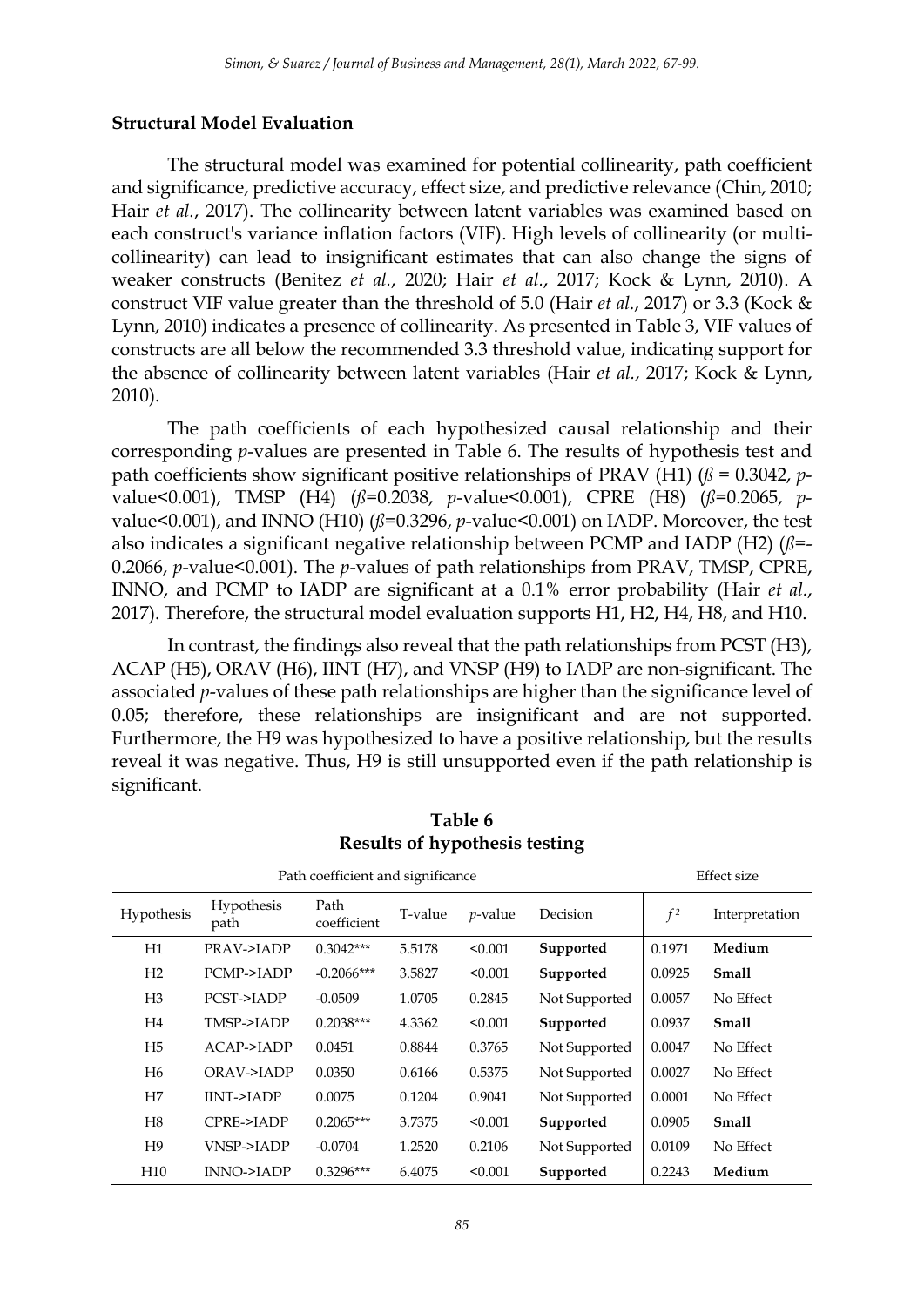### Structural Model Evaluation

The structural model was examined for potential collinearity, path coefficient and significance, predictive accuracy, effect size, and predictive relevance (Chin, 2010; Hair *et al.*, 2017). The collinearity between latent variables was examined based on each construct's variance inflation factors (VIF). High levels of collinearity (or multi-collinearity) can lead to insignificant estimates that can also change the signs of weaker constructs (Benitez *et al.*, 2020; Hair *et al.*, 2017; Kock & Lynn, 2010). A construct VIF value greater than the threshold of 5.0 (Hair *et al.*, 2017) or 3.3 (Kock & Lynn, 2010) indicates a presence of collinearity. As presented in Table 3, VIF values of constructs are all below the recommended 3.3 threshold value, indicating support for the absence of collinearity between latent variables (Hair *et al.*, 2017; Kock & Lynn, 2010).

The path coefficients of each hypothesized causal relationship and their corresponding *p*-values are presented in Table 6. The results of hypothesis test and path coefficients show significant positive relationships of PRAV (H1) ($ß = 0.3042$, *p*-value<0.001), TMSP (H4) ($ß$=0.2038, *p*-value<0.001), CPRE (H8) ($ß$=0.2065, *p*-value<0.001), and INNO (H10) ($ß$=0.3296, *p*-value<0.001) on IADP. Moreover, the test also indicates a significant negative relationship between PCMP and IADP (H2) ($ß$=-0.2066, *p*-value<0.001). The *p*-values of path relationships from PRAV, TMSP, CPRE, INNO, and PCMP to IADP are significant at a 0.1% error probability (Hair *et al.*, 2017). Therefore, the structural model evaluation supports H1, H2, H4, H8, and H10.

In contrast, the findings also reveal that the path relationships from PCST (H3), ACAP (H5), ORAV (H6), IINT (H7), and VNSP (H9) to IADP are non-significant. The associated *p*-values of these path relationships are higher than the significance level of 0.05; therefore, these relationships are insignificant and are not supported. Furthermore, the H9 was hypothesized to have a positive relationship, but the results reveal it was negative. Thus, H9 is still unsupported even if the path relationship is significant.

**Table 6**
**Results of hypothesis testing**

| Path coefficient and significance | | | | | | Effect size | |
|---|---|---|---|---|---|---|---|
| Hypothesis | Hypothesis path | Path coefficient | T-value | *p*-value | Decision | $f^2$ | Interpretation |
| H1 | PRAV->IADP | 0.3042*** | 5.5178 | <0.001 | **Supported** | 0.1971 | **Medium** |
| H2 | PCMP->IADP | -0.2066*** | 3.5827 | <0.001 | **Supported** | 0.0925 | **Small** |
| H3 | PCST->IADP | -0.0509 | 1.0705 | 0.2845 | Not Supported | 0.0057 | No Effect |
| H4 | TMSP->IADP | 0.2038*** | 4.3362 | <0.001 | **Supported** | 0.0937 | **Small** |
| H5 | ACAP->IADP | 0.0451 | 0.8844 | 0.3765 | Not Supported | 0.0047 | No Effect |
| H6 | ORAV->IADP | 0.0350 | 0.6166 | 0.5375 | Not Supported | 0.0027 | No Effect |
| H7 | IINT->IADP | 0.0075 | 0.1204 | 0.9041 | Not Supported | 0.0001 | No Effect |
| H8 | CPRE->IADP | 0.2065*** | 3.7375 | <0.001 | **Supported** | 0.0905 | **Small** |
| H9 | VNSP->IADP | -0.0704 | 1.2520 | 0.2106 | Not Supported | 0.0109 | No Effect |
| H10 | INNO->IADP | 0.3296*** | 6.4075 | <0.001 | **Supported** | 0.2243 | **Medium** |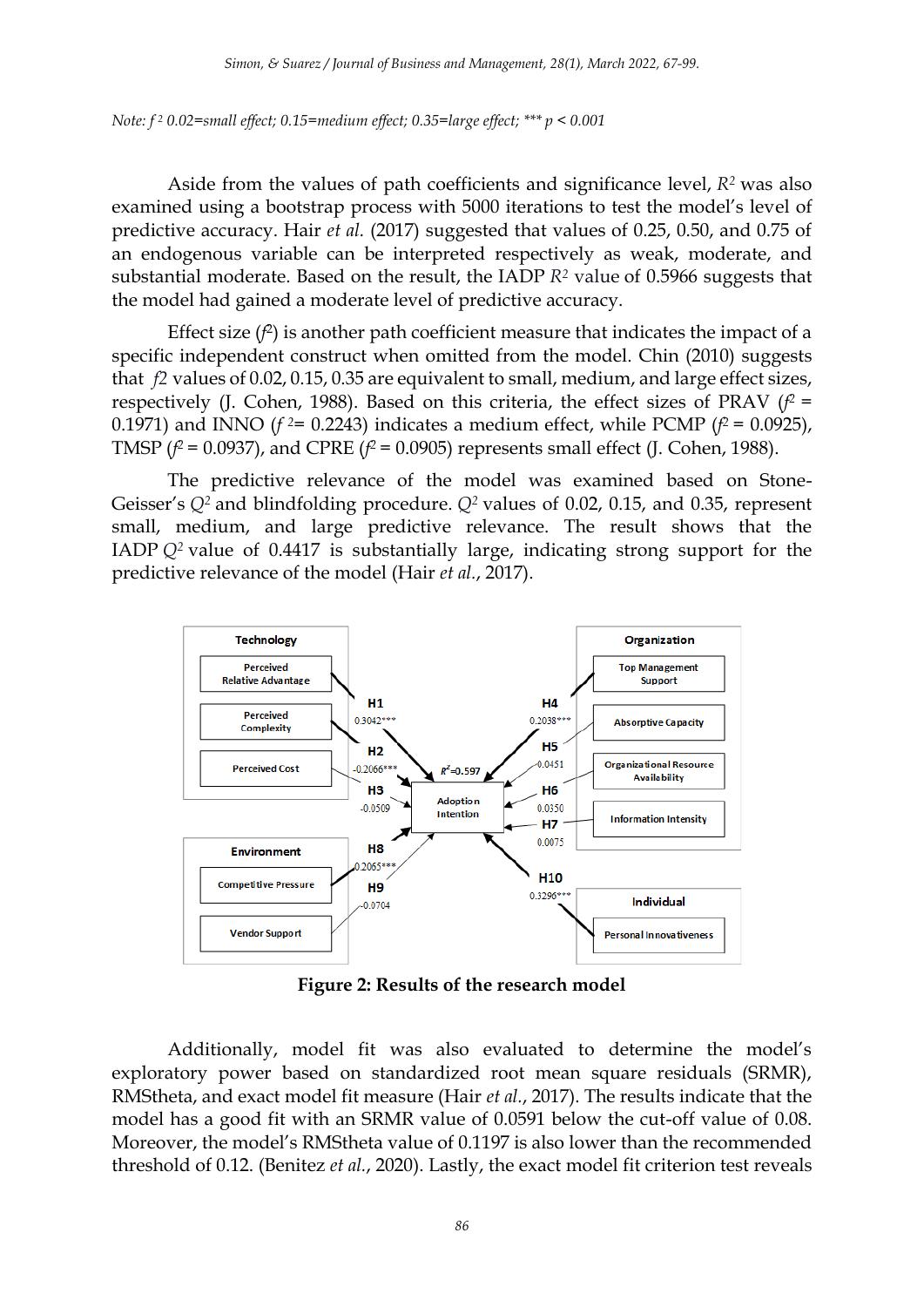*Note: $f^2$ 0.02=small effect; 0.15=medium effect; 0.35=large effect; *** $p < 0.001$*

Aside from the values of path coefficients and significance level, $R^2$ was also examined using a bootstrap process with 5000 iterations to test the model's level of predictive accuracy. Hair *et al.* (2017) suggested that values of 0.25, 0.50, and 0.75 of an endogenous variable can be interpreted respectively as weak, moderate, and substantial moderate. Based on the result, the IADP $R^2$ value of 0.5966 suggests that the model had gained a moderate level of predictive accuracy.

Effect size ($f^2$) is another path coefficient measure that indicates the impact of a specific independent construct when omitted from the model. Chin (2010) suggests that $f2$ values of 0.02, 0.15, 0.35 are equivalent to small, medium, and large effect sizes, respectively (J. Cohen, 1988). Based on this criteria, the effect sizes of PRAV ($f^2$ = 0.1971) and INNO ($f^2$= 0.2243) indicates a medium effect, while PCMP ($f^2$ = 0.0925), TMSP ($f^2$ = 0.0937), and CPRE ($f^2$ = 0.0905) represents small effect (J. Cohen, 1988).

The predictive relevance of the model was examined based on Stone-Geisser's $Q^2$ and blindfolding procedure. $Q^2$ values of 0.02, 0.15, and 0.35, represent small, medium, and large predictive relevance. The result shows that the IADP $Q^2$ value of 0.4417 is substantially large, indicating strong support for the predictive relevance of the model (Hair *et al.*, 2017).

Technology
Perceived Relative Advantage
Perceived Complexity
Perceived Cost
Organization
Top Management Support
Absorptive Capacity
Organizational Resource Availability
Information Intensity
Environment
Competitive Pressure
Vendor Support
Individual
Personal Innovativeness
Adoption Intention
$R^2$=0.597
H1 0.3042***
H2 -0.2066***
H3 -0.0509
H4 0.2038***
H5 -0.0451
H6 0.0350
H7 0.0075
H8 0.2065***
H9 -0.0704
H10 0.3296***

**Figure 2: Results of the research model**

Additionally, model fit was also evaluated to determine the model's exploratory power based on standardized root mean square residuals (SRMR), RMStheta, and exact model fit measure (Hair *et al.*, 2017). The results indicate that the model has a good fit with an SRMR value of 0.0591 below the cut-off value of 0.08. Moreover, the model's RMStheta value of 0.1197 is also lower than the recommended threshold of 0.12. (Benitez *et al.*, 2020). Lastly, the exact model fit criterion test reveals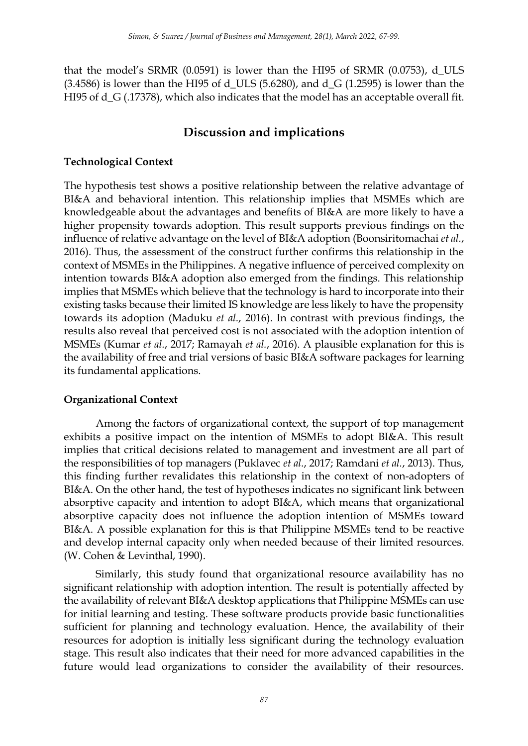that the model's SRMR (0.0591) is lower than the HI95 of SRMR (0.0753), d_ULS (3.4586) is lower than the HI95 of d_ULS (5.6280), and d_G (1.2595) is lower than the HI95 of d_G (.17378), which also indicates that the model has an acceptable overall fit.

## Discussion and implications

### Technological Context

The hypothesis test shows a positive relationship between the relative advantage of BI&A and behavioral intention. This relationship implies that MSMEs which are knowledgeable about the advantages and benefits of BI&A are more likely to have a higher propensity towards adoption. This result supports previous findings on the influence of relative advantage on the level of BI&A adoption (Boonsiritomachai *et al.*, 2016). Thus, the assessment of the construct further confirms this relationship in the context of MSMEs in the Philippines. A negative influence of perceived complexity on intention towards BI&A adoption also emerged from the findings. This relationship implies that MSMEs which believe that the technology is hard to incorporate into their existing tasks because their limited IS knowledge are less likely to have the propensity towards its adoption (Maduku *et al.*, 2016). In contrast with previous findings, the results also reveal that perceived cost is not associated with the adoption intention of MSMEs (Kumar *et al.*, 2017; Ramayah *et al.*, 2016). A plausible explanation for this is the availability of free and trial versions of basic BI&A software packages for learning its fundamental applications.

### Organizational Context

Among the factors of organizational context, the support of top management exhibits a positive impact on the intention of MSMEs to adopt BI&A. This result implies that critical decisions related to management and investment are all part of the responsibilities of top managers (Puklavec *et al.*, 2017; Ramdani *et al.*, 2013). Thus, this finding further revalidates this relationship in the context of non-adopters of BI&A. On the other hand, the test of hypotheses indicates no significant link between absorptive capacity and intention to adopt BI&A, which means that organizational absorptive capacity does not influence the adoption intention of MSMEs toward BI&A. A possible explanation for this is that Philippine MSMEs tend to be reactive and develop internal capacity only when needed because of their limited resources. (W. Cohen & Levinthal, 1990).

Similarly, this study found that organizational resource availability has no significant relationship with adoption intention. The result is potentially affected by the availability of relevant BI&A desktop applications that Philippine MSMEs can use for initial learning and testing. These software products provide basic functionalities sufficient for planning and technology evaluation. Hence, the availability of their resources for adoption is initially less significant during the technology evaluation stage. This result also indicates that their need for more advanced capabilities in the future would lead organizations to consider the availability of their resources.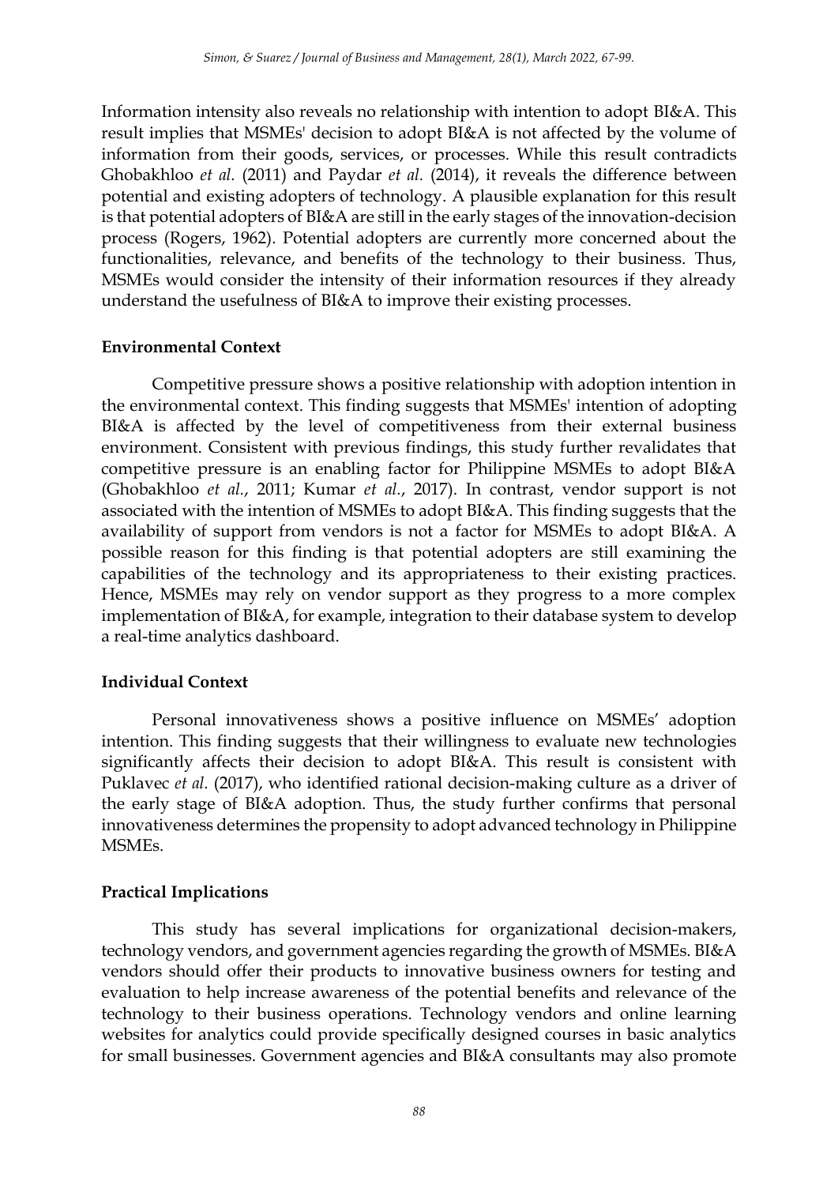Information intensity also reveals no relationship with intention to adopt BI&A. This result implies that MSMEs' decision to adopt BI&A is not affected by the volume of information from their goods, services, or processes. While this result contradicts Ghobakhloo *et al.* (2011) and Paydar *et al.* (2014), it reveals the difference between potential and existing adopters of technology. A plausible explanation for this result is that potential adopters of BI&A are still in the early stages of the innovation-decision process (Rogers, 1962). Potential adopters are currently more concerned about the functionalities, relevance, and benefits of the technology to their business. Thus, MSMEs would consider the intensity of their information resources if they already understand the usefulness of BI&A to improve their existing processes.

**Environmental Context**

Competitive pressure shows a positive relationship with adoption intention in the environmental context. This finding suggests that MSMEs' intention of adopting BI&A is affected by the level of competitiveness from their external business environment. Consistent with previous findings, this study further revalidates that competitive pressure is an enabling factor for Philippine MSMEs to adopt BI&A (Ghobakhloo *et al.*, 2011; Kumar *et al.*, 2017). In contrast, vendor support is not associated with the intention of MSMEs to adopt BI&A. This finding suggests that the availability of support from vendors is not a factor for MSMEs to adopt BI&A. A possible reason for this finding is that potential adopters are still examining the capabilities of the technology and its appropriateness to their existing practices. Hence, MSMEs may rely on vendor support as they progress to a more complex implementation of BI&A, for example, integration to their database system to develop a real-time analytics dashboard.

**Individual Context**

Personal innovativeness shows a positive influence on MSMEs' adoption intention. This finding suggests that their willingness to evaluate new technologies significantly affects their decision to adopt BI&A. This result is consistent with Puklavec *et al.* (2017), who identified rational decision-making culture as a driver of the early stage of BI&A adoption. Thus, the study further confirms that personal innovativeness determines the propensity to adopt advanced technology in Philippine MSMEs.

**Practical Implications**

This study has several implications for organizational decision-makers, technology vendors, and government agencies regarding the growth of MSMEs. BI&A vendors should offer their products to innovative business owners for testing and evaluation to help increase awareness of the potential benefits and relevance of the technology to their business operations. Technology vendors and online learning websites for analytics could provide specifically designed courses in basic analytics for small businesses. Government agencies and BI&A consultants may also promote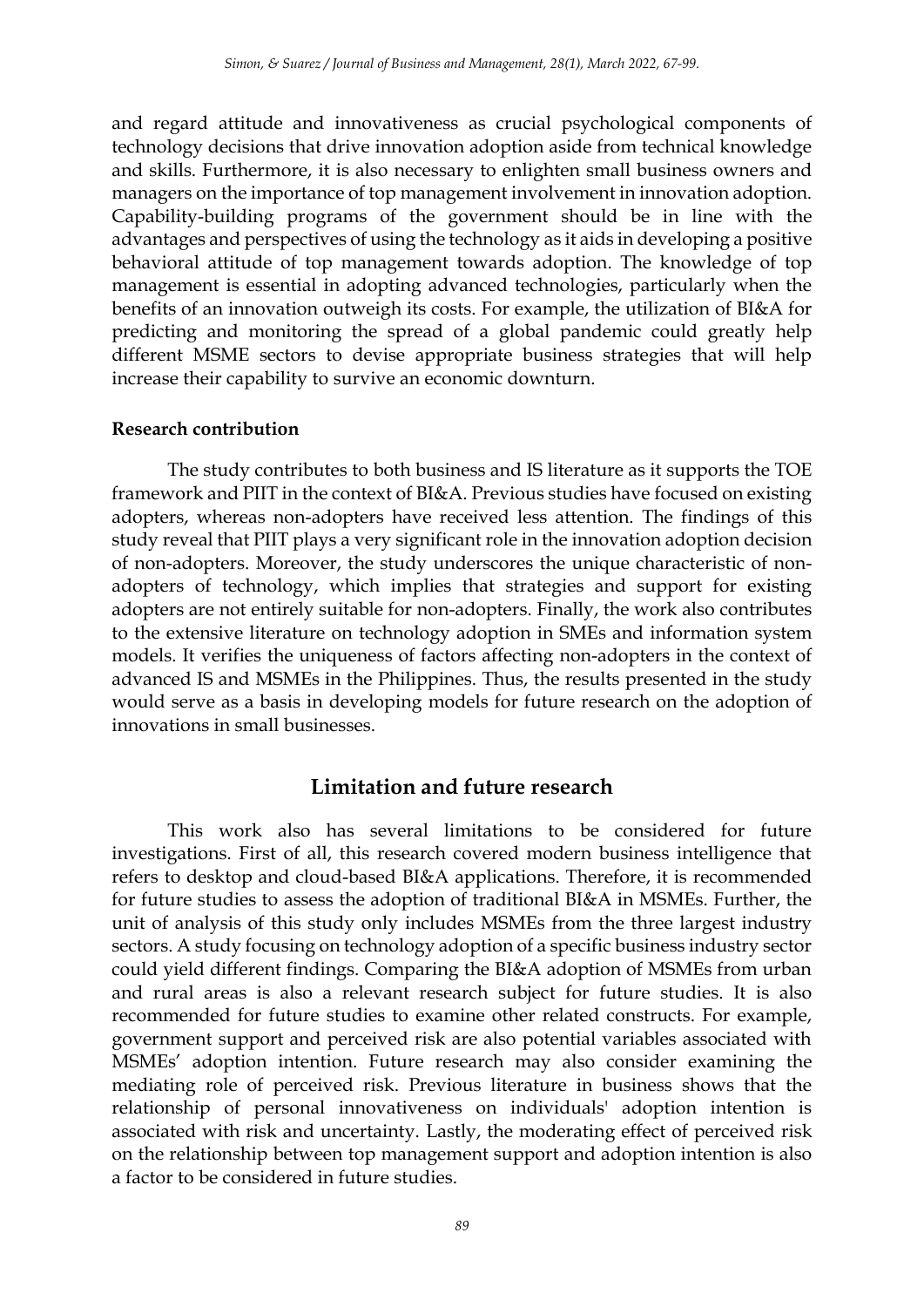and regard attitude and innovativeness as crucial psychological components of technology decisions that drive innovation adoption aside from technical knowledge and skills. Furthermore, it is also necessary to enlighten small business owners and managers on the importance of top management involvement in innovation adoption. Capability-building programs of the government should be in line with the advantages and perspectives of using the technology as it aids in developing a positive behavioral attitude of top management towards adoption. The knowledge of top management is essential in adopting advanced technologies, particularly when the benefits of an innovation outweigh its costs. For example, the utilization of BI&A for predicting and monitoring the spread of a global pandemic could greatly help different MSME sectors to devise appropriate business strategies that will help increase their capability to survive an economic downturn.

**Research contribution**

The study contributes to both business and IS literature as it supports the TOE framework and PIIT in the context of BI&A. Previous studies have focused on existing adopters, whereas non-adopters have received less attention. The findings of this study reveal that PIIT plays a very significant role in the innovation adoption decision of non-adopters. Moreover, the study underscores the unique characteristic of non-adopters of technology, which implies that strategies and support for existing adopters are not entirely suitable for non-adopters. Finally, the work also contributes to the extensive literature on technology adoption in SMEs and information system models. It verifies the uniqueness of factors affecting non-adopters in the context of advanced IS and MSMEs in the Philippines. Thus, the results presented in the study would serve as a basis in developing models for future research on the adoption of innovations in small businesses.

## Limitation and future research

This work also has several limitations to be considered for future investigations. First of all, this research covered modern business intelligence that refers to desktop and cloud-based BI&A applications. Therefore, it is recommended for future studies to assess the adoption of traditional BI&A in MSMEs. Further, the unit of analysis of this study only includes MSMEs from the three largest industry sectors. A study focusing on technology adoption of a specific business industry sector could yield different findings. Comparing the BI&A adoption of MSMEs from urban and rural areas is also a relevant research subject for future studies. It is also recommended for future studies to examine other related constructs. For example, government support and perceived risk are also potential variables associated with MSMEs' adoption intention. Future research may also consider examining the mediating role of perceived risk. Previous literature in business shows that the relationship of personal innovativeness on individuals' adoption intention is associated with risk and uncertainty. Lastly, the moderating effect of perceived risk on the relationship between top management support and adoption intention is also a factor to be considered in future studies.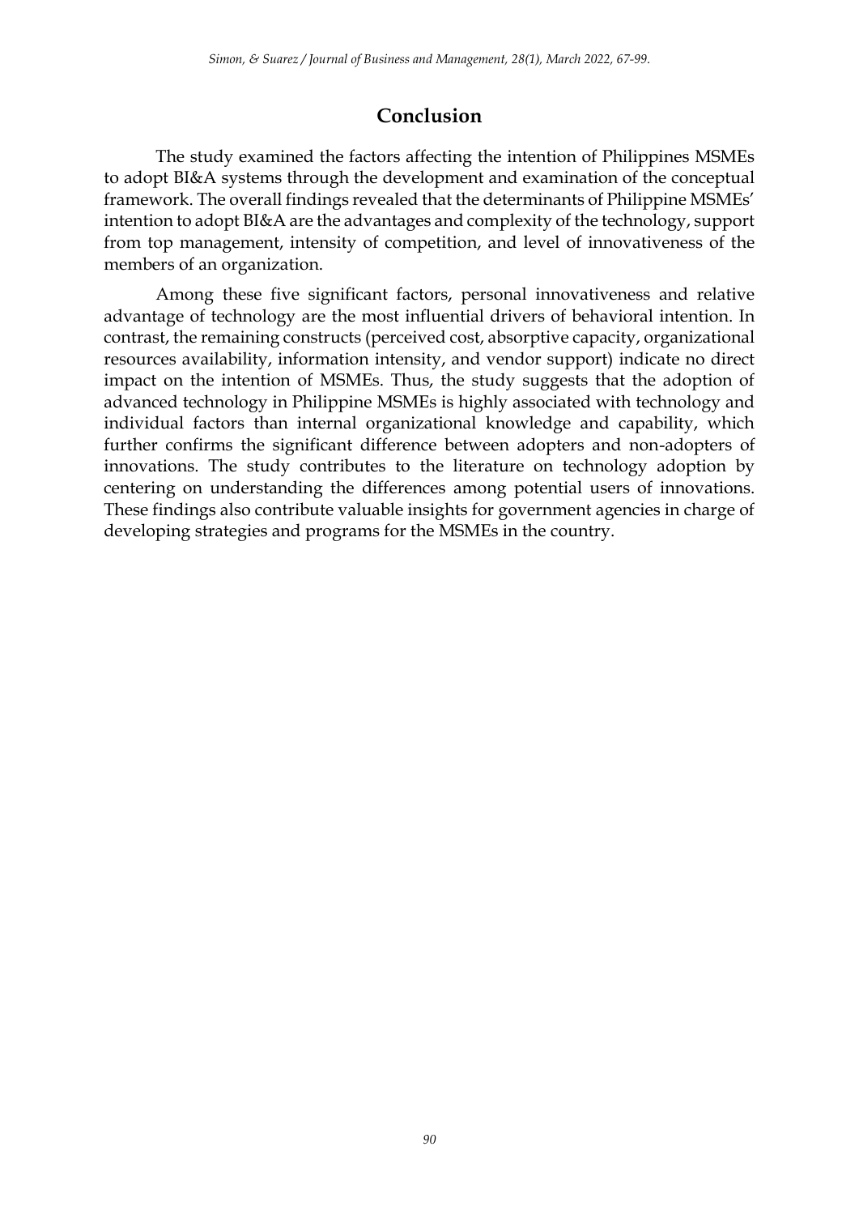## Conclusion

The study examined the factors affecting the intention of Philippines MSMEs to adopt BI&A systems through the development and examination of the conceptual framework. The overall findings revealed that the determinants of Philippine MSMEs' intention to adopt BI&A are the advantages and complexity of the technology, support from top management, intensity of competition, and level of innovativeness of the members of an organization.

Among these five significant factors, personal innovativeness and relative advantage of technology are the most influential drivers of behavioral intention. In contrast, the remaining constructs (perceived cost, absorptive capacity, organizational resources availability, information intensity, and vendor support) indicate no direct impact on the intention of MSMEs. Thus, the study suggests that the adoption of advanced technology in Philippine MSMEs is highly associated with technology and individual factors than internal organizational knowledge and capability, which further confirms the significant difference between adopters and non-adopters of innovations. The study contributes to the literature on technology adoption by centering on understanding the differences among potential users of innovations. These findings also contribute valuable insights for government agencies in charge of developing strategies and programs for the MSMEs in the country.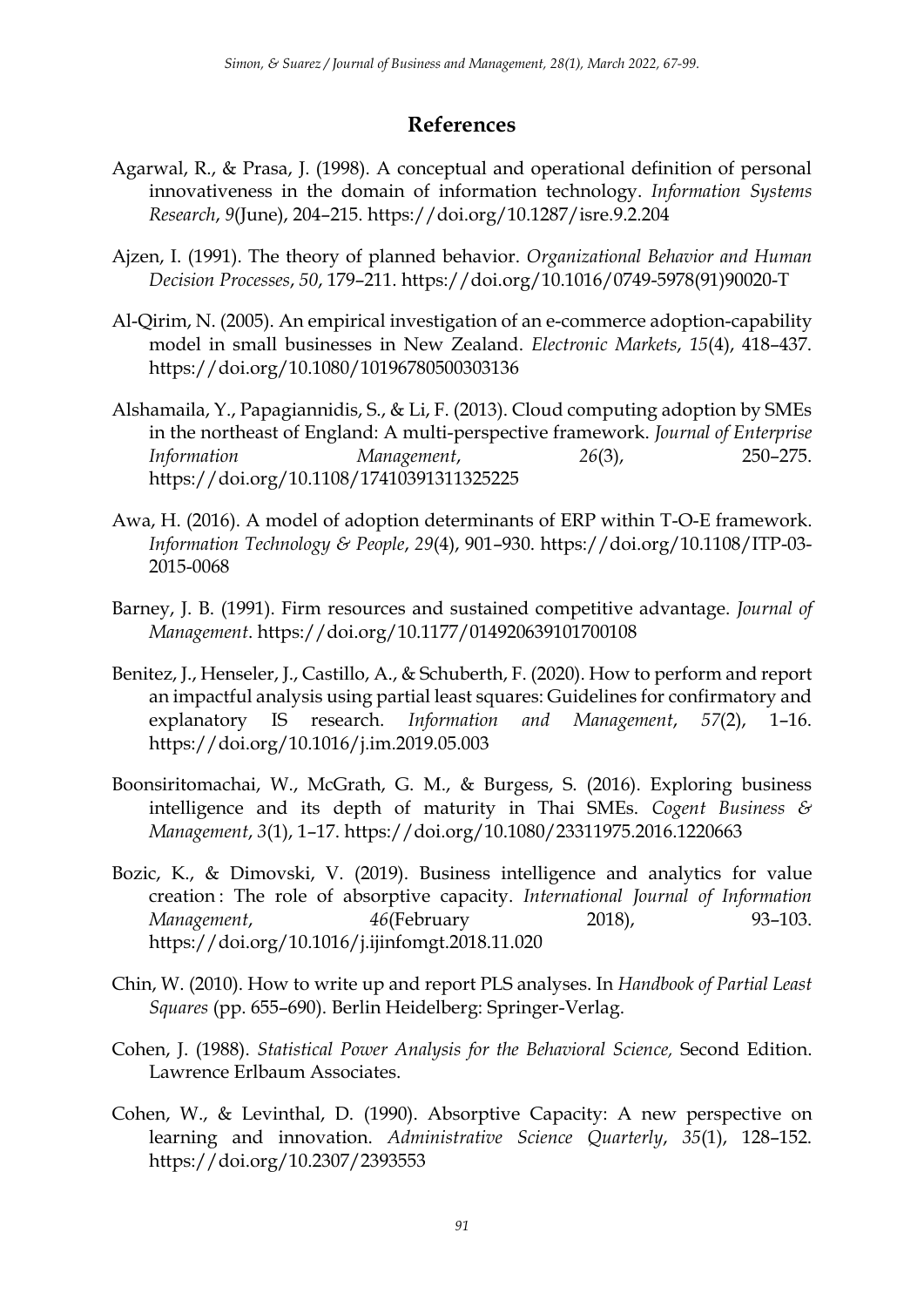## References

Agarwal, R., & Prasa, J. (1998). A conceptual and operational definition of personal innovativeness in the domain of information technology. *Information Systems Research*, *9*(June), 204–215. https://doi.org/10.1287/isre.9.2.204

Ajzen, I. (1991). The theory of planned behavior. *Organizational Behavior and Human Decision Processes*, *50*, 179–211. https://doi.org/10.1016/0749-5978(91)90020-T

Al-Qirim, N. (2005). An empirical investigation of an e-commerce adoption-capability model in small businesses in New Zealand. *Electronic Markets*, *15*(4), 418–437. https://doi.org/10.1080/10196780500303136

Alshamaila, Y., Papagiannidis, S., & Li, F. (2013). Cloud computing adoption by SMEs in the northeast of England: A multi-perspective framework. *Journal of Enterprise Information Management*, *26*(3), 250–275. https://doi.org/10.1108/17410391311325225

Awa, H. (2016). A model of adoption determinants of ERP within T-O-E framework. *Information Technology & People*, *29*(4), 901–930. https://doi.org/10.1108/ITP-03-2015-0068

Barney, J. B. (1991). Firm resources and sustained competitive advantage. *Journal of Management*. https://doi.org/10.1177/014920639101700108

Benitez, J., Henseler, J., Castillo, A., & Schuberth, F. (2020). How to perform and report an impactful analysis using partial least squares: Guidelines for confirmatory and explanatory IS research. *Information and Management*, *57*(2), 1–16. https://doi.org/10.1016/j.im.2019.05.003

Boonsiritomachai, W., McGrath, G. M., & Burgess, S. (2016). Exploring business intelligence and its depth of maturity in Thai SMEs. *Cogent Business & Management*, *3*(1), 1–17. https://doi.org/10.1080/23311975.2016.1220663

Bozic, K., & Dimovski, V. (2019). Business intelligence and analytics for value creation : The role of absorptive capacity. *International Journal of Information Management*, *46*(February 2018), 93–103. https://doi.org/10.1016/j.ijinfomgt.2018.11.020

Chin, W. (2010). How to write up and report PLS analyses. In *Handbook of Partial Least Squares* (pp. 655–690). Berlin Heidelberg: Springer-Verlag.

Cohen, J. (1988). *Statistical Power Analysis for the Behavioral Science,* Second Edition. Lawrence Erlbaum Associates.

Cohen, W., & Levinthal, D. (1990). Absorptive Capacity: A new perspective on learning and innovation. *Administrative Science Quarterly*, *35*(1), 128–152. https://doi.org/10.2307/2393553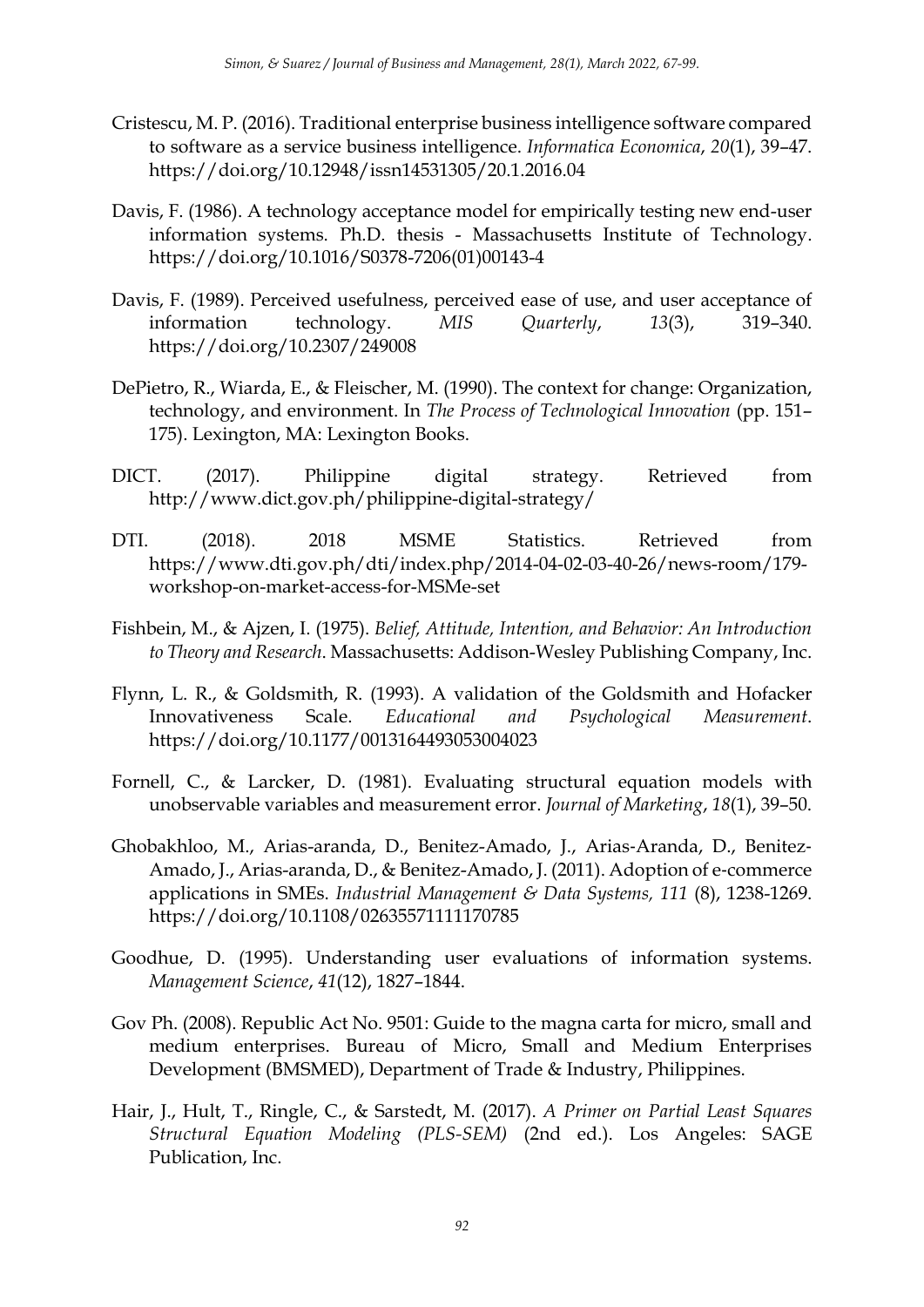Cristescu, M. P. (2016). Traditional enterprise business intelligence software compared to software as a service business intelligence. *Informatica Economica*, *20*(1), 39–47. https://doi.org/10.12948/issn14531305/20.1.2016.04

Davis, F. (1986). A technology acceptance model for empirically testing new end-user information systems. Ph.D. thesis - Massachusetts Institute of Technology. https://doi.org/10.1016/S0378-7206(01)00143-4

Davis, F. (1989). Perceived usefulness, perceived ease of use, and user acceptance of information technology. *MIS Quarterly*, *13*(3), 319–340. https://doi.org/10.2307/249008

DePietro, R., Wiarda, E., & Fleischer, M. (1990). The context for change: Organization, technology, and environment. In *The Process of Technological Innovation* (pp. 151–175). Lexington, MA: Lexington Books.

DICT. (2017). Philippine digital strategy. Retrieved from http://www.dict.gov.ph/philippine-digital-strategy/

DTI. (2018). 2018 MSME Statistics. Retrieved from https://www.dti.gov.ph/dti/index.php/2014-04-02-03-40-26/news-room/179-workshop-on-market-access-for-MSMe-set

Fishbein, M., & Ajzen, I. (1975). *Belief, Attitude, Intention, and Behavior: An Introduction to Theory and Research*. Massachusetts: Addison-Wesley Publishing Company, Inc.

Flynn, L. R., & Goldsmith, R. (1993). A validation of the Goldsmith and Hofacker Innovativeness Scale. *Educational and Psychological Measurement*. https://doi.org/10.1177/0013164493053004023

Fornell, C., & Larcker, D. (1981). Evaluating structural equation models with unobservable variables and measurement error. *Journal of Marketing*, *18*(1), 39–50.

Ghobakhloo, M., Arias-aranda, D., Benitez-Amado, J., Arias-Aranda, D., Benitez-Amado, J., Arias-aranda, D., & Benitez-Amado, J. (2011). Adoption of e-commerce applications in SMEs. *Industrial Management & Data Systems, 111* (8), 1238-1269. https://doi.org/10.1108/02635571111170785

Goodhue, D. (1995). Understanding user evaluations of information systems. *Management Science*, *41*(12), 1827–1844.

Gov Ph. (2008). Republic Act No. 9501: Guide to the magna carta for micro, small and medium enterprises. Bureau of Micro, Small and Medium Enterprises Development (BMSMED), Department of Trade & Industry, Philippines.

Hair, J., Hult, T., Ringle, C., & Sarstedt, M. (2017). *A Primer on Partial Least Squares Structural Equation Modeling (PLS-SEM)* (2nd ed.). Los Angeles: SAGE Publication, Inc.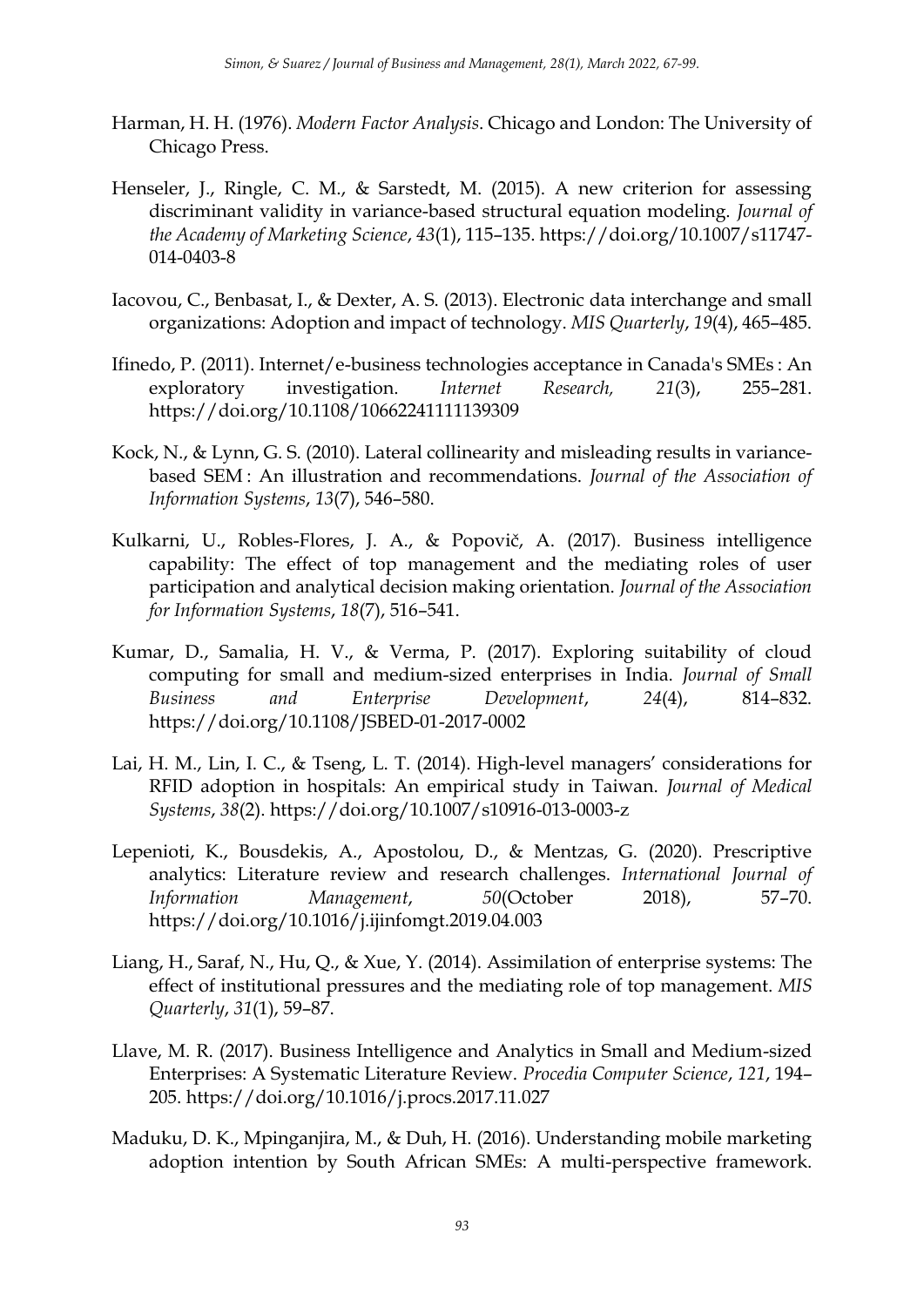Harman, H. H. (1976). *Modern Factor Analysis*. Chicago and London: The University of Chicago Press.

Henseler, J., Ringle, C. M., & Sarstedt, M. (2015). A new criterion for assessing discriminant validity in variance-based structural equation modeling. *Journal of the Academy of Marketing Science*, *43*(1), 115–135. https://doi.org/10.1007/s11747-014-0403-8

Iacovou, C., Benbasat, I., & Dexter, A. S. (2013). Electronic data interchange and small organizations: Adoption and impact of technology. *MIS Quarterly*, *19*(4), 465–485.

Ifinedo, P. (2011). Internet/e-business technologies acceptance in Canada's SMEs : An exploratory investigation. *Internet Research, 21*(3), 255–281. https://doi.org/10.1108/10662241111139309

Kock, N., & Lynn, G. S. (2010). Lateral collinearity and misleading results in variance-based SEM : An illustration and recommendations. *Journal of the Association of Information Systems*, *13*(7), 546–580.

Kulkarni, U., Robles-Flores, J. A., & Popovič, A. (2017). Business intelligence capability: The effect of top management and the mediating roles of user participation and analytical decision making orientation. *Journal of the Association for Information Systems*, *18*(7), 516–541.

Kumar, D., Samalia, H. V., & Verma, P. (2017). Exploring suitability of cloud computing for small and medium-sized enterprises in India. *Journal of Small Business and Enterprise Development*, *24*(4), 814–832. https://doi.org/10.1108/JSBED-01-2017-0002

Lai, H. M., Lin, I. C., & Tseng, L. T. (2014). High-level managers' considerations for RFID adoption in hospitals: An empirical study in Taiwan. *Journal of Medical Systems*, *38*(2). https://doi.org/10.1007/s10916-013-0003-z

Lepenioti, K., Bousdekis, A., Apostolou, D., & Mentzas, G. (2020). Prescriptive analytics: Literature review and research challenges. *International Journal of Information Management*, *50*(October 2018), 57–70. https://doi.org/10.1016/j.ijinfomgt.2019.04.003

Liang, H., Saraf, N., Hu, Q., & Xue, Y. (2014). Assimilation of enterprise systems: The effect of institutional pressures and the mediating role of top management. *MIS Quarterly*, *31*(1), 59–87.

Llave, M. R. (2017). Business Intelligence and Analytics in Small and Medium-sized Enterprises: A Systematic Literature Review. *Procedia Computer Science*, *121*, 194–205. https://doi.org/10.1016/j.procs.2017.11.027

Maduku, D. K., Mpinganjira, M., & Duh, H. (2016). Understanding mobile marketing adoption intention by South African SMEs: A multi-perspective framework.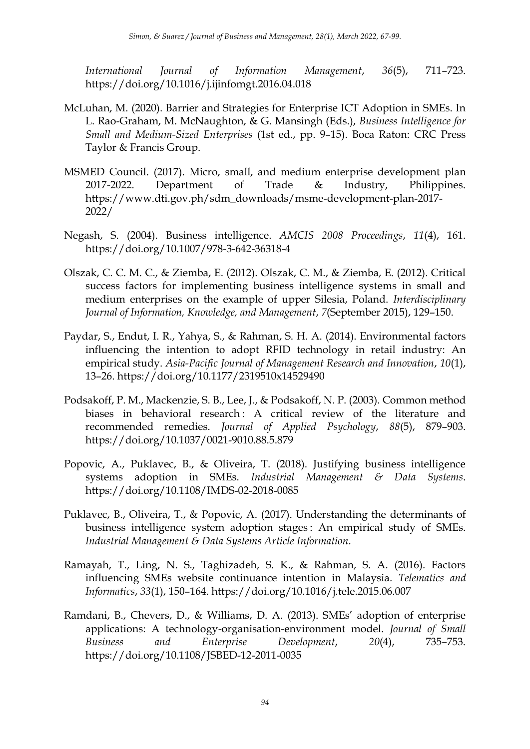*International Journal of Information Management*, *36*(5), 711–723. https://doi.org/10.1016/j.ijinfomgt.2016.04.018

McLuhan, M. (2020). Barrier and Strategies for Enterprise ICT Adoption in SMEs. In L. Rao-Graham, M. McNaughton, & G. Mansingh (Eds.), *Business Intelligence for Small and Medium-Sized Enterprises* (1st ed., pp. 9–15). Boca Raton: CRC Press Taylor & Francis Group.

MSMED Council. (2017). Micro, small, and medium enterprise development plan 2017-2022. Department of Trade & Industry, Philippines. https://www.dti.gov.ph/sdm_downloads/msme-development-plan-2017-2022/

Negash, S. (2004). Business intelligence. *AMCIS 2008 Proceedings*, *11*(4), 161. https://doi.org/10.1007/978-3-642-36318-4

Olszak, C. C. M. C., & Ziemba, E. (2012). Olszak, C. M., & Ziemba, E. (2012). Critical success factors for implementing business intelligence systems in small and medium enterprises on the example of upper Silesia, Poland. *Interdisciplinary Journal of Information, Knowledge, and Management*, *7*(September 2015), 129–150.

Paydar, S., Endut, I. R., Yahya, S., & Rahman, S. H. A. (2014). Environmental factors influencing the intention to adopt RFID technology in retail industry: An empirical study. *Asia-Pacific Journal of Management Research and Innovation*, *10*(1), 13–26. https://doi.org/10.1177/2319510x14529490

Podsakoff, P. M., Mackenzie, S. B., Lee, J., & Podsakoff, N. P. (2003). Common method biases in behavioral research : A critical review of the literature and recommended remedies. *Journal of Applied Psychology*, *88*(5), 879–903. https://doi.org/10.1037/0021-9010.88.5.879

Popovic, A., Puklavec, B., & Oliveira, T. (2018). Justifying business intelligence systems adoption in SMEs. *Industrial Management & Data Systems*. https://doi.org/10.1108/IMDS-02-2018-0085

Puklavec, B., Oliveira, T., & Popovic, A. (2017). Understanding the determinants of business intelligence system adoption stages : An empirical study of SMEs. *Industrial Management & Data Systems Article Information*.

Ramayah, T., Ling, N. S., Taghizadeh, S. K., & Rahman, S. A. (2016). Factors influencing SMEs website continuance intention in Malaysia. *Telematics and Informatics*, *33*(1), 150–164. https://doi.org/10.1016/j.tele.2015.06.007

Ramdani, B., Chevers, D., & Williams, D. A. (2013). SMEs' adoption of enterprise applications: A technology-organisation-environment model. *Journal of Small Business and Enterprise Development*, *20*(4), 735–753. https://doi.org/10.1108/JSBED-12-2011-0035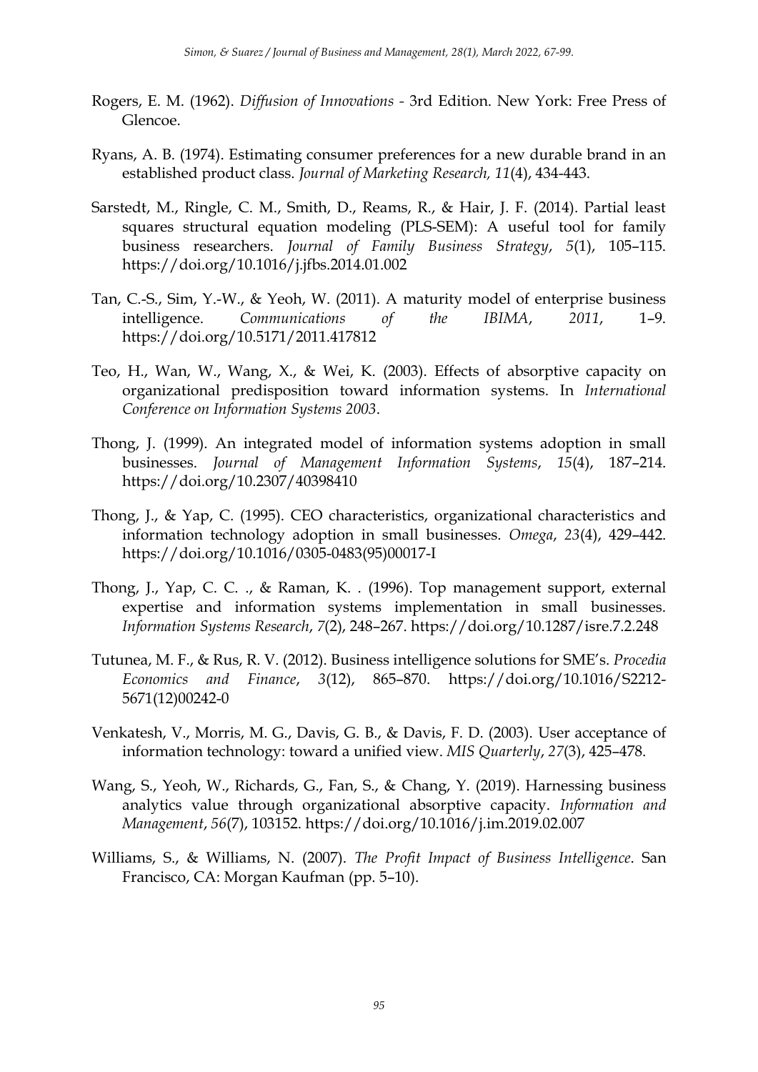Rogers, E. M. (1962). *Diffusion of Innovations* - 3rd Edition. New York: Free Press of Glencoe.

Ryans, A. B. (1974). Estimating consumer preferences for a new durable brand in an established product class. *Journal of Marketing Research, 11*(4), 434-443.

Sarstedt, M., Ringle, C. M., Smith, D., Reams, R., & Hair, J. F. (2014). Partial least squares structural equation modeling (PLS-SEM): A useful tool for family business researchers. *Journal of Family Business Strategy*, *5*(1), 105–115. https://doi.org/10.1016/j.jfbs.2014.01.002

Tan, C.-S., Sim, Y.-W., & Yeoh, W. (2011). A maturity model of enterprise business intelligence. *Communications of the IBIMA*, *2011*, 1–9. https://doi.org/10.5171/2011.417812

Teo, H., Wan, W., Wang, X., & Wei, K. (2003). Effects of absorptive capacity on organizational predisposition toward information systems. In *International Conference on Information Systems 2003*.

Thong, J. (1999). An integrated model of information systems adoption in small businesses. *Journal of Management Information Systems*, *15*(4), 187–214. https://doi.org/10.2307/40398410

Thong, J., & Yap, C. (1995). CEO characteristics, organizational characteristics and information technology adoption in small businesses. *Omega*, *23*(4), 429–442. https://doi.org/10.1016/0305-0483(95)00017-I

Thong, J., Yap, C. C. ., & Raman, K. . (1996). Top management support, external expertise and information systems implementation in small businesses. *Information Systems Research*, *7*(2), 248–267. https://doi.org/10.1287/isre.7.2.248

Tutunea, M. F., & Rus, R. V. (2012). Business intelligence solutions for SME's. *Procedia Economics and Finance*, *3*(12), 865–870. https://doi.org/10.1016/S2212-5671(12)00242-0

Venkatesh, V., Morris, M. G., Davis, G. B., & Davis, F. D. (2003). User acceptance of information technology: toward a unified view. *MIS Quarterly*, *27*(3), 425–478.

Wang, S., Yeoh, W., Richards, G., Fan, S., & Chang, Y. (2019). Harnessing business analytics value through organizational absorptive capacity. *Information and Management*, *56*(7), 103152. https://doi.org/10.1016/j.im.2019.02.007

Williams, S., & Williams, N. (2007). *The Profit Impact of Business Intelligence*. San Francisco, CA: Morgan Kaufman (pp. 5–10).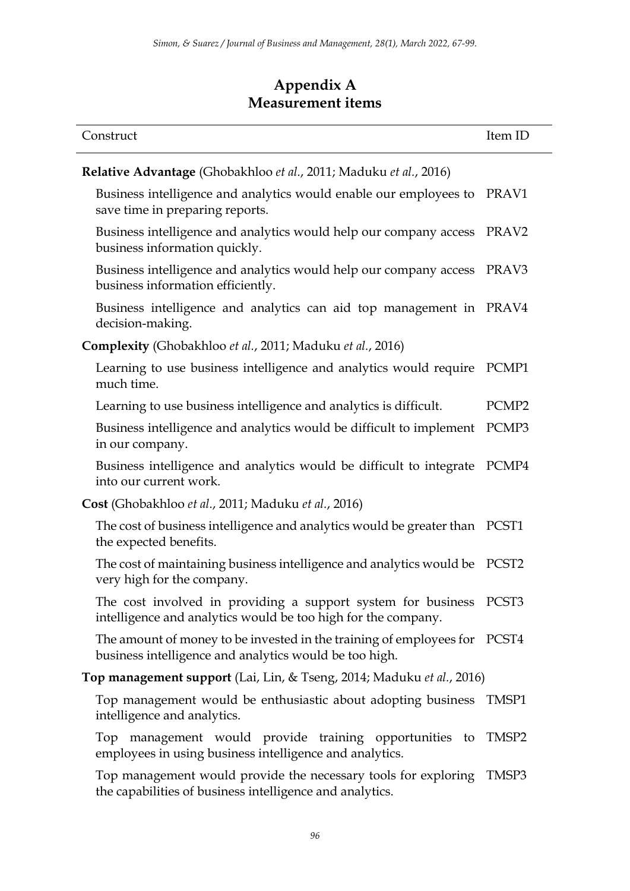## Appendix A
## Measurement items

| Construct | Item ID |
|---|---|
| **Relative Advantage** (Ghobakhloo *et al.*, 2011; Maduku *et al.*, 2016) | |
| Business intelligence and analytics would enable our employees to save time in preparing reports. | PRAV1 |
| Business intelligence and analytics would help our company access business information quickly. | PRAV2 |
| Business intelligence and analytics would help our company access business information efficiently. | PRAV3 |
| Business intelligence and analytics can aid top management in decision-making. | PRAV4 |
| **Complexity** (Ghobakhloo *et al.*, 2011; Maduku *et al.*, 2016) | |
| Learning to use business intelligence and analytics would require much time. | PCMP1 |
| Learning to use business intelligence and analytics is difficult. | PCMP2 |
| Business intelligence and analytics would be difficult to implement in our company. | PCMP3 |
| Business intelligence and analytics would be difficult to integrate into our current work. | PCMP4 |
| **Cost** (Ghobakhloo *et al.*, 2011; Maduku *et al.*, 2016) | |
| The cost of business intelligence and analytics would be greater than the expected benefits. | PCST1 |
| The cost of maintaining business intelligence and analytics would be very high for the company. | PCST2 |
| The cost involved in providing a support system for business intelligence and analytics would be too high for the company. | PCST3 |
| The amount of money to be invested in the training of employees for business intelligence and analytics would be too high. | PCST4 |
| **Top management support** (Lai, Lin, & Tseng, 2014; Maduku *et al.*, 2016) | |
| Top management would be enthusiastic about adopting business intelligence and analytics. | TMSP1 |
| Top management would provide training opportunities to employees in using business intelligence and analytics. | TMSP2 |
| Top management would provide the necessary tools for exploring the capabilities of business intelligence and analytics. | TMSP3 |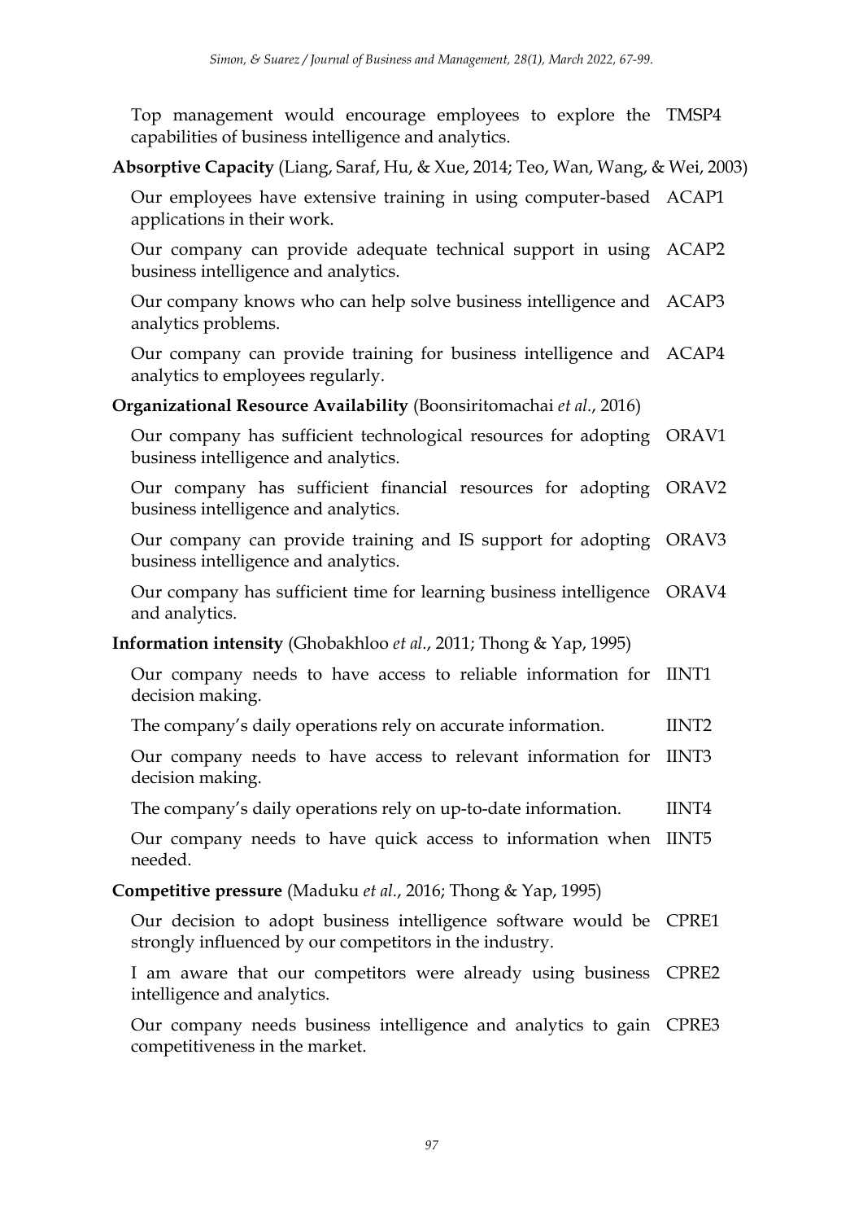| | |
|---|---|
| Top management would encourage employees to explore the capabilities of business intelligence and analytics. | TMSP4 |
| **Absorptive Capacity** (Liang, Saraf, Hu, & Xue, 2014; Teo, Wan, Wang, & Wei, 2003) | |
| Our employees have extensive training in using computer-based applications in their work. | ACAP1 |
| Our company can provide adequate technical support in using business intelligence and analytics. | ACAP2 |
| Our company knows who can help solve business intelligence and analytics problems. | ACAP3 |
| Our company can provide training for business intelligence and analytics to employees regularly. | ACAP4 |
| **Organizational Resource Availability** (Boonsiritomachai *et al.*, 2016) | |
| Our company has sufficient technological resources for adopting business intelligence and analytics. | ORAV1 |
| Our company has sufficient financial resources for adopting business intelligence and analytics. | ORAV2 |
| Our company can provide training and IS support for adopting business intelligence and analytics. | ORAV3 |
| Our company has sufficient time for learning business intelligence and analytics. | ORAV4 |
| **Information intensity** (Ghobakhloo *et al.*, 2011; Thong & Yap, 1995) | |
| Our company needs to have access to reliable information for decision making. | IINT1 |
| The company's daily operations rely on accurate information. | IINT2 |
| Our company needs to have access to relevant information for decision making. | IINT3 |
| The company's daily operations rely on up-to-date information. | IINT4 |
| Our company needs to have quick access to information when needed. | IINT5 |
| **Competitive pressure** (Maduku *et al.*, 2016; Thong & Yap, 1995) | |
| Our decision to adopt business intelligence software would be strongly influenced by our competitors in the industry. | CPRE1 |
| I am aware that our competitors were already using business intelligence and analytics. | CPRE2 |
| Our company needs business intelligence and analytics to gain competitiveness in the market. | CPRE3 |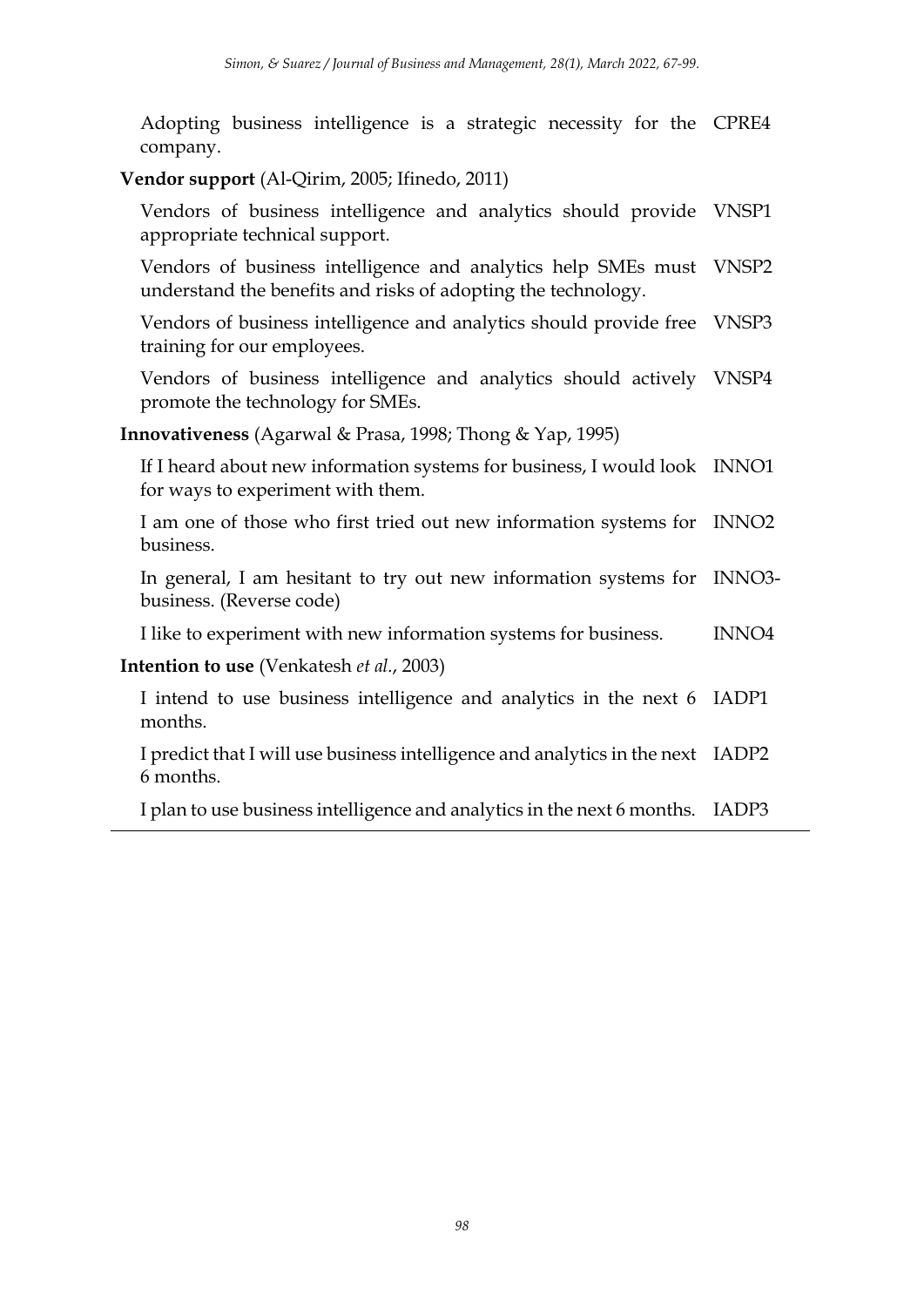| | |
|---|---|
| Adopting business intelligence is a strategic necessity for the company. | CPRE4 |
| **Vendor support** (Al-Qirim, 2005; Ifinedo, 2011) | |
| Vendors of business intelligence and analytics should provide appropriate technical support. | VNSP1 |
| Vendors of business intelligence and analytics help SMEs must understand the benefits and risks of adopting the technology. | VNSP2 |
| Vendors of business intelligence and analytics should provide free training for our employees. | VNSP3 |
| Vendors of business intelligence and analytics should actively promote the technology for SMEs. | VNSP4 |
| **Innovativeness** (Agarwal & Prasa, 1998; Thong & Yap, 1995) | |
| If I heard about new information systems for business, I would look for ways to experiment with them. | INNO1 |
| I am one of those who first tried out new information systems for business. | INNO2 |
| In general, I am hesitant to try out new information systems for business. (Reverse code) | INNO3- |
| I like to experiment with new information systems for business. | INNO4 |
| **Intention to use** (Venkatesh *et al.*, 2003) | |
| I intend to use business intelligence and analytics in the next 6 months. | IADP1 |
| I predict that I will use business intelligence and analytics in the next 6 months. | IADP2 |
| I plan to use business intelligence and analytics in the next 6 months. | IADP3 |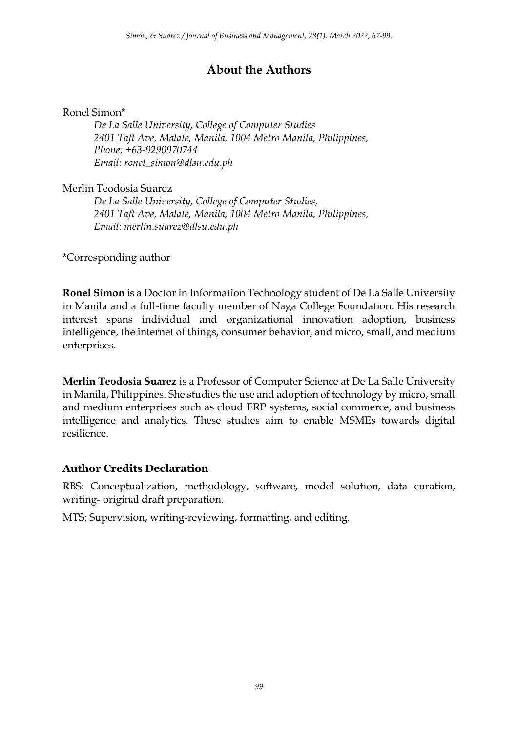## About the Authors

Ronel Simon*

*De La Salle University, College of Computer Studies*
*2401 Taft Ave, Malate, Manila, 1004 Metro Manila, Philippines,*
*Phone: +63-9290970744*
*Email: ronel_simon@dlsu.edu.ph*

Merlin Teodosia Suarez

*De La Salle University, College of Computer Studies,*
*2401 Taft Ave, Malate, Manila, 1004 Metro Manila, Philippines,*
*Email: merlin.suarez@dlsu.edu.ph*

*Corresponding author

**Ronel Simon** is a Doctor in Information Technology student of De La Salle University in Manila and a full-time faculty member of Naga College Foundation. His research interest spans individual and organizational innovation adoption, business intelligence, the internet of things, consumer behavior, and micro, small, and medium enterprises.

**Merlin Teodosia Suarez** is a Professor of Computer Science at De La Salle University in Manila, Philippines. She studies the use and adoption of technology by micro, small and medium enterprises such as cloud ERP systems, social commerce, and business intelligence and analytics. These studies aim to enable MSMEs towards digital resilience.

### Author Credits Declaration

RBS: Conceptualization, methodology, software, model solution, data curation, writing- original draft preparation.

MTS: Supervision, writing-reviewing, formatting, and editing.